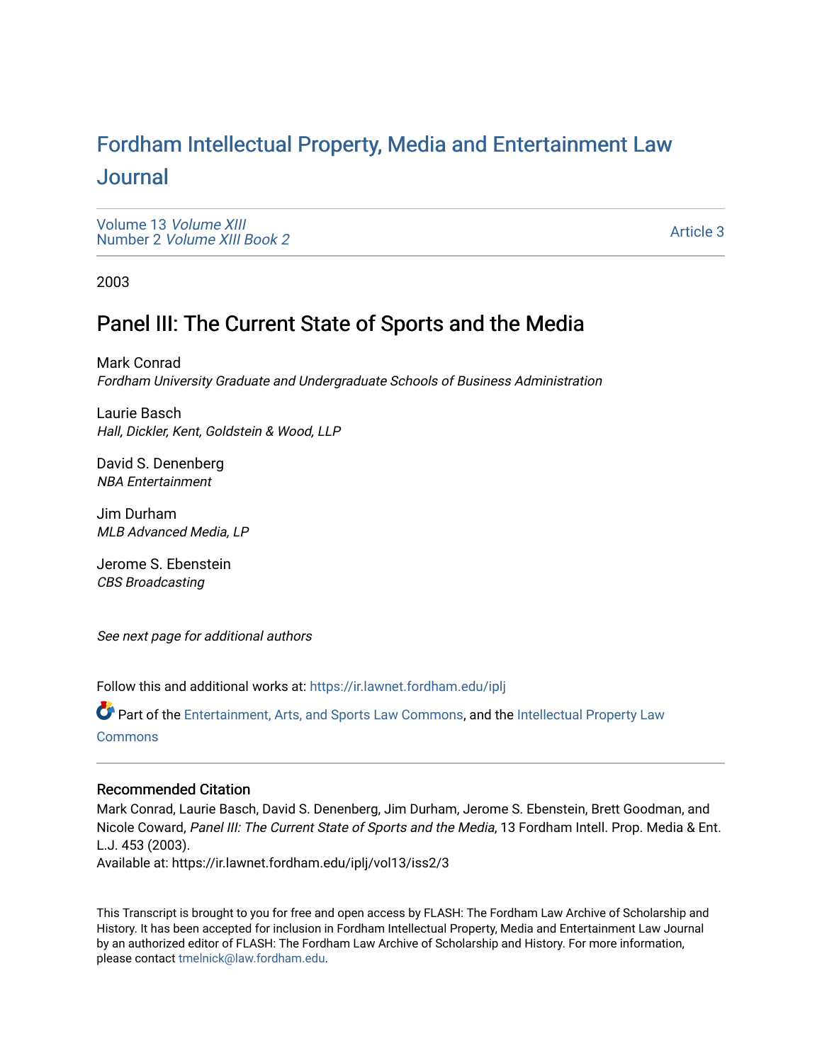# Fordham Intellectual Property, Media and Entertainment Law Journal

Volume 13 *Volume XIII*
Number 2 *Volume XIII Book 2*

Article 3

2003

## Panel III: The Current State of Sports and the Media

Mark Conrad
*Fordham University Graduate and Undergraduate Schools of Business Administration*

Laurie Basch
*Hall, Dickler, Kent, Goldstein & Wood, LLP*

David S. Denenberg
*NBA Entertainment*

Jim Durham
*MLB Advanced Media, LP*

Jerome S. Ebenstein
*CBS Broadcasting*

*See next page for additional authors*

Follow this and additional works at: https://ir.lawnet.fordham.edu/iplj

Part of the Entertainment, Arts, and Sports Law Commons, and the Intellectual Property Law Commons

### Recommended Citation

Mark Conrad, Laurie Basch, David S. Denenberg, Jim Durham, Jerome S. Ebenstein, Brett Goodman, and Nicole Coward, *Panel III: The Current State of Sports and the Media*, 13 Fordham Intell. Prop. Media & Ent. L.J. 453 (2003).
Available at: https://ir.lawnet.fordham.edu/iplj/vol13/iss2/3

This Transcript is brought to you for free and open access by FLASH: The Fordham Law Archive of Scholarship and History. It has been accepted for inclusion in Fordham Intellectual Property, Media and Entertainment Law Journal by an authorized editor of FLASH: The Fordham Law Archive of Scholarship and History. For more information, please contact tmelnick@law.fordham.edu.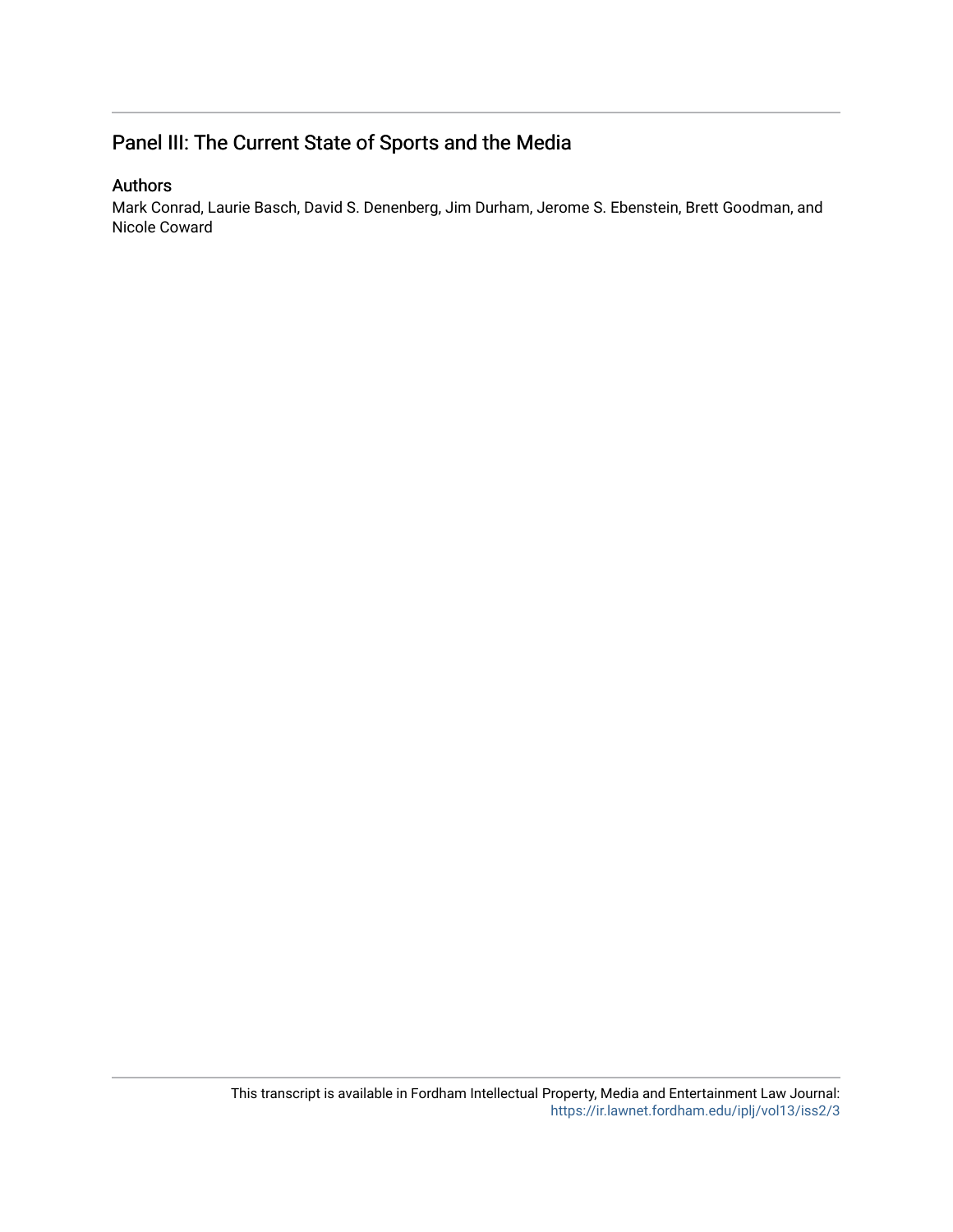## Panel III: The Current State of Sports and the Media

### Authors

Mark Conrad, Laurie Basch, David S. Denenberg, Jim Durham, Jerome S. Ebenstein, Brett Goodman, and Nicole Coward

This transcript is available in Fordham Intellectual Property, Media and Entertainment Law Journal: https://ir.lawnet.fordham.edu/iplj/vol13/iss2/3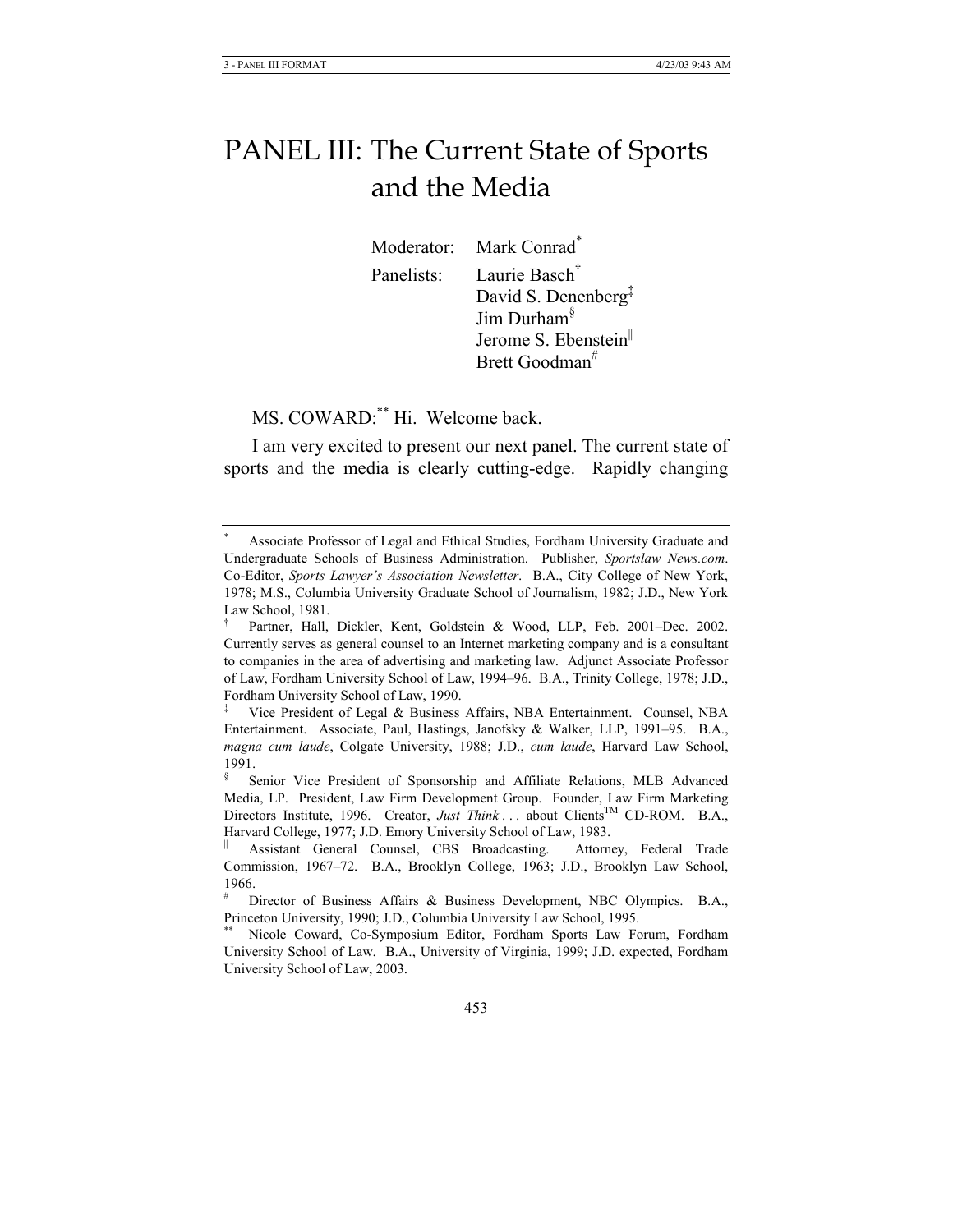# PANEL III: The Current State of Sports and the Media

Moderator: Mark Conrad[*]

Panelists: Laurie Basch[†]
David S. Denenberg[‡]
Jim Durham[§]
Jerome S. Ebenstein[‖]
Brett Goodman[#]

MS. COWARD:[**] Hi. Welcome back.

I am very excited to present our next panel. The current state of sports and the media is clearly cutting-edge. Rapidly changing

---

[*] Associate Professor of Legal and Ethical Studies, Fordham University Graduate and Undergraduate Schools of Business Administration. Publisher, *Sportslaw News.com*. Co-Editor, *Sports Lawyer's Association Newsletter*. B.A., City College of New York, 1978; M.S., Columbia University Graduate School of Journalism, 1982; J.D., New York Law School, 1981.

[†] Partner, Hall, Dickler, Kent, Goldstein & Wood, LLP, Feb. 2001–Dec. 2002. Currently serves as general counsel to an Internet marketing company and is a consultant to companies in the area of advertising and marketing law. Adjunct Associate Professor of Law, Fordham University School of Law, 1994–96. B.A., Trinity College, 1978; J.D., Fordham University School of Law, 1990.

[‡] Vice President of Legal & Business Affairs, NBA Entertainment. Counsel, NBA Entertainment. Associate, Paul, Hastings, Janofsky & Walker, LLP, 1991–95. B.A., *magna cum laude*, Colgate University, 1988; J.D., *cum laude*, Harvard Law School, 1991.

[§] Senior Vice President of Sponsorship and Affiliate Relations, MLB Advanced Media, LP. President, Law Firm Development Group. Founder, Law Firm Marketing Directors Institute, 1996. Creator, *Just Think . . .* about Clients™ CD-ROM. B.A., Harvard College, 1977; J.D. Emory University School of Law, 1983.

[‖] Assistant General Counsel, CBS Broadcasting. Attorney, Federal Trade Commission, 1967–72. B.A., Brooklyn College, 1963; J.D., Brooklyn Law School, 1966.

[#] Director of Business Affairs & Business Development, NBC Olympics. B.A., Princeton University, 1990; J.D., Columbia University Law School, 1995.

[**] Nicole Coward, Co-Symposium Editor, Fordham Sports Law Forum, Fordham University School of Law. B.A., University of Virginia, 1999; J.D. expected, Fordham University School of Law, 2003.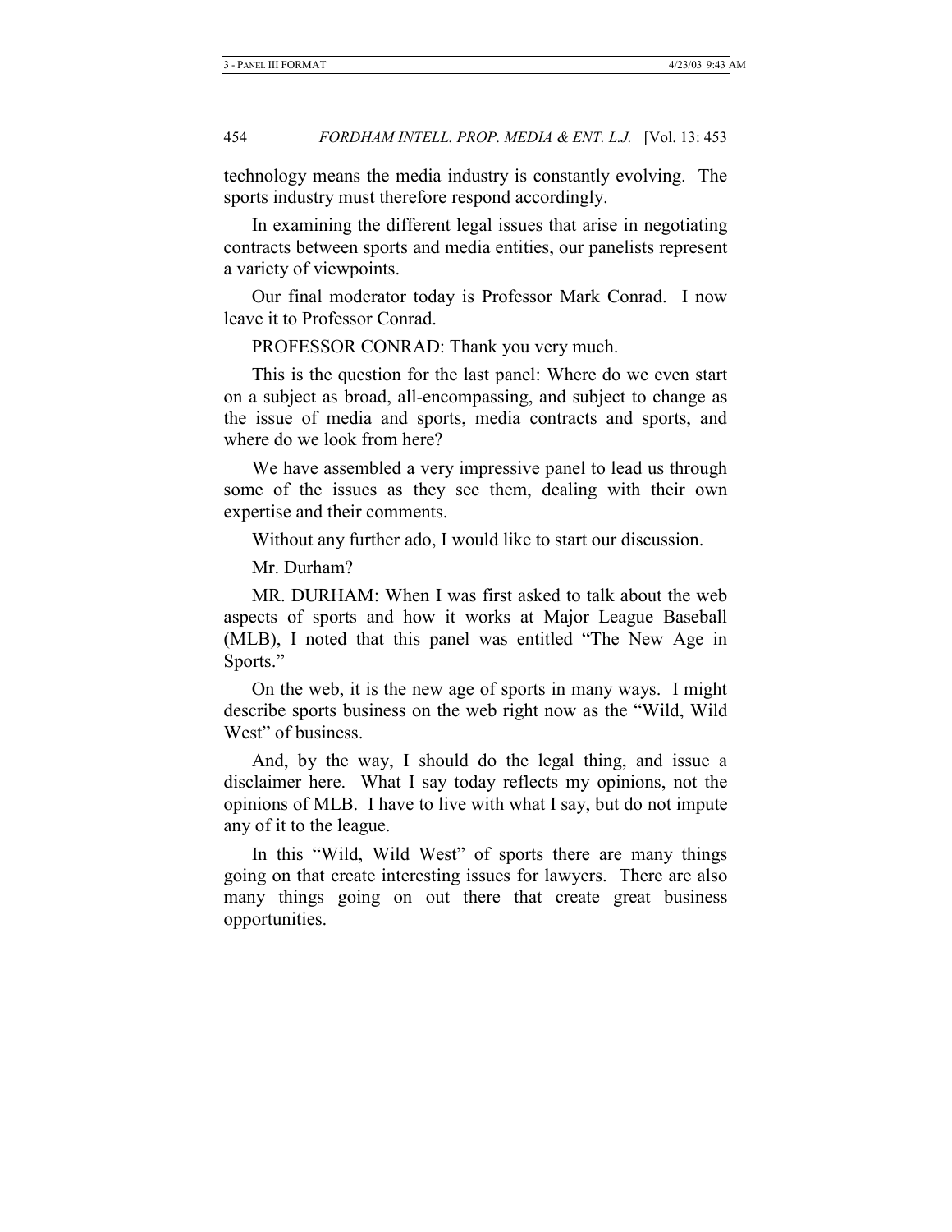technology means the media industry is constantly evolving. The sports industry must therefore respond accordingly.

In examining the different legal issues that arise in negotiating contracts between sports and media entities, our panelists represent a variety of viewpoints.

Our final moderator today is Professor Mark Conrad. I now leave it to Professor Conrad.

PROFESSOR CONRAD: Thank you very much.

This is the question for the last panel: Where do we even start on a subject as broad, all-encompassing, and subject to change as the issue of media and sports, media contracts and sports, and where do we look from here?

We have assembled a very impressive panel to lead us through some of the issues as they see them, dealing with their own expertise and their comments.

Without any further ado, I would like to start our discussion.

Mr. Durham?

MR. DURHAM: When I was first asked to talk about the web aspects of sports and how it works at Major League Baseball (MLB), I noted that this panel was entitled "The New Age in Sports."

On the web, it is the new age of sports in many ways. I might describe sports business on the web right now as the "Wild, Wild West" of business.

And, by the way, I should do the legal thing, and issue a disclaimer here. What I say today reflects my opinions, not the opinions of MLB. I have to live with what I say, but do not impute any of it to the league.

In this "Wild, Wild West" of sports there are many things going on that create interesting issues for lawyers. There are also many things going on out there that create great business opportunities.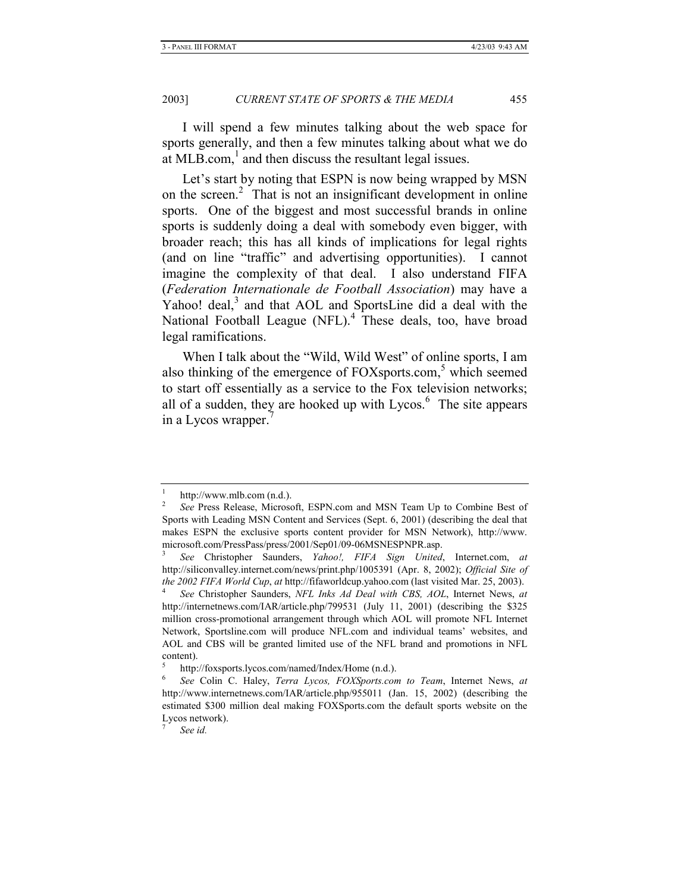I will spend a few minutes talking about the web space for sports generally, and then a few minutes talking about what we do at MLB.com,[1] and then discuss the resultant legal issues.

Let's start by noting that ESPN is now being wrapped by MSN on the screen.[2] That is not an insignificant development in online sports. One of the biggest and most successful brands in online sports is suddenly doing a deal with somebody even bigger, with broader reach; this has all kinds of implications for legal rights (and on line "traffic" and advertising opportunities). I cannot imagine the complexity of that deal. I also understand FIFA (*Federation Internationale de Football Association*) may have a Yahoo! deal,[3] and that AOL and SportsLine did a deal with the National Football League (NFL).[4] These deals, too, have broad legal ramifications.

When I talk about the "Wild, Wild West" of online sports, I am also thinking of the emergence of FOXsports.com,[5] which seemed to start off essentially as a service to the Fox television networks; all of a sudden, they are hooked up with Lycos.[6] The site appears in a Lycos wrapper.[7]

---

[1] http://www.mlb.com (n.d.).

[2] *See* Press Release, Microsoft, ESPN.com and MSN Team Up to Combine Best of Sports with Leading MSN Content and Services (Sept. 6, 2001) (describing the deal that makes ESPN the exclusive sports content provider for MSN Network), http://www.microsoft.com/PressPass/press/2001/Sep01/09-06MSNESPNPR.asp.

[3] *See* Christopher Saunders, *Yahoo!, FIFA Sign United*, Internet.com, *at* http://siliconvalley.internet.com/news/print.php/1005391 (Apr. 8, 2002); *Official Site of the 2002 FIFA World Cup*, *at* http://fifaworldcup.yahoo.com (last visited Mar. 25, 2003).

[4] *See* Christopher Saunders, *NFL Inks Ad Deal with CBS, AOL*, Internet News, *at* http://internetnews.com/IAR/article.php/799531 (July 11, 2001) (describing the $325 million cross-promotional arrangement through which AOL will promote NFL Internet Network, Sportsline.com will produce NFL.com and individual teams' websites, and AOL and CBS will be granted limited use of the NFL brand and promotions in NFL content).

[5] http://foxsports.lycos.com/named/Index/Home (n.d.).

[6] *See* Colin C. Haley, *Terra Lycos, FOXSports.com to Team*, Internet News, *at* http://www.internetnews.com/IAR/article.php/955011 (Jan. 15, 2002) (describing the estimated $300 million deal making FOXSports.com the default sports website on the Lycos network).

[7] *See id.*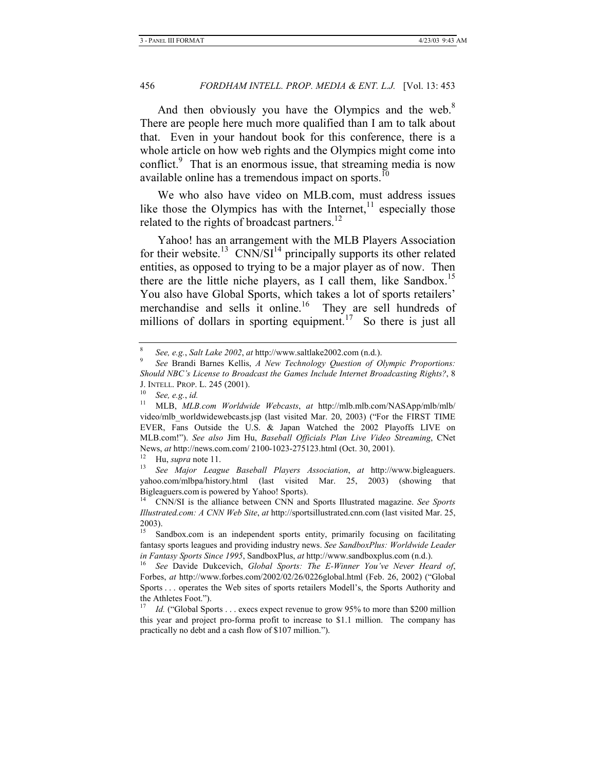And then obviously you have the Olympics and the web.[8] There are people here much more qualified than I am to talk about that. Even in your handout book for this conference, there is a whole article on how web rights and the Olympics might come into conflict.[9] That is an enormous issue, that streaming media is now available online has a tremendous impact on sports.[10]

We who also have video on MLB.com, must address issues like those the Olympics has with the Internet,[11] especially those related to the rights of broadcast partners.[12]

Yahoo! has an arrangement with the MLB Players Association for their website.[13] CNN/SI[14] principally supports its other related entities, as opposed to trying to be a major player as of now. Then there are the little niche players, as I call them, like Sandbox.[15] You also have Global Sports, which takes a lot of sports retailers' merchandise and sells it online.[16] They are sell hundreds of millions of dollars in sporting equipment.[17] So there is just all

---

[8] *See, e.g.*, *Salt Lake 2002*, *at* http://www.saltlake2002.com (n.d.).

[9] *See* Brandi Barnes Kellis, *A New Technology Question of Olympic Proportions: Should NBC's License to Broadcast the Games Include Internet Broadcasting Rights?*, 8 J. INTELL. PROP. L. 245 (2001).

[10] *See, e.g.*, *id.*

[11] MLB, *MLB.com Worldwide Webcasts*, *at* http://mlb.mlb.com/NASApp/mlb/mlb/video/mlb_worldwidewebcasts.jsp (last visited Mar. 20, 2003) ("For the FIRST TIME EVER, Fans Outside the U.S. & Japan Watched the 2002 Playoffs LIVE on MLB.com!"). *See also* Jim Hu, *Baseball Officials Plan Live Video Streaming*, CNet News, *at* http://news.com.com/ 2100-1023-275123.html (Oct. 30, 2001).

[12] Hu, *supra* note 11.

[13] *See Major League Baseball Players Association*, *at* http://www.bigleaguers.yahoo.com/mlbpa/history.html (last visited Mar. 25, 2003) (showing that Bigleaguers.com is powered by Yahoo! Sports).

[14] CNN/SI is the alliance between CNN and Sports Illustrated magazine. *See Sports Illustrated.com: A CNN Web Site*, *at* http://sportsillustrated.cnn.com (last visited Mar. 25, 2003).

[15] Sandbox.com is an independent sports entity, primarily focusing on facilitating fantasy sports leagues and providing industry news. *See SandboxPlus: Worldwide Leader in Fantasy Sports Since 1995*, SandboxPlus, *at* http://www.sandboxplus.com (n.d.).

[16] *See* Davide Dukcevich, *Global Sports: The E-Winner You've Never Heard of*, Forbes, *at* http://www.forbes.com/2002/02/26/0226global.html (Feb. 26, 2002) ("Global Sports . . . operates the Web sites of sports retailers Modell's, the Sports Authority and the Athletes Foot.").

[17] *Id.* ("Global Sports . . . execs expect revenue to grow 95% to more than $200 million this year and project pro-forma profit to increase to $1.1 million. The company has practically no debt and a cash flow of $107 million.").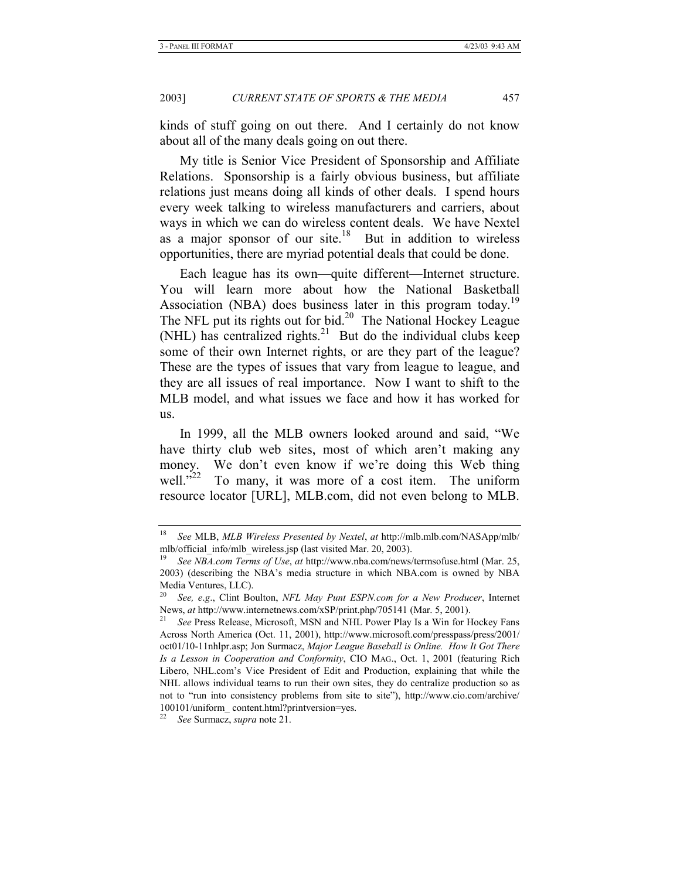kinds of stuff going on out there. And I certainly do not know about all of the many deals going on out there.

My title is Senior Vice President of Sponsorship and Affiliate Relations. Sponsorship is a fairly obvious business, but affiliate relations just means doing all kinds of other deals. I spend hours every week talking to wireless manufacturers and carriers, about ways in which we can do wireless content deals. We have Nextel as a major sponsor of our site.[18] But in addition to wireless opportunities, there are myriad potential deals that could be done.

Each league has its own—quite different—Internet structure. You will learn more about how the National Basketball Association (NBA) does business later in this program today.[19] The NFL put its rights out for bid.[20] The National Hockey League (NHL) has centralized rights.[21] But do the individual clubs keep some of their own Internet rights, or are they part of the league? These are the types of issues that vary from league to league, and they are all issues of real importance. Now I want to shift to the MLB model, and what issues we face and how it has worked for us.

In 1999, all the MLB owners looked around and said, "We have thirty club web sites, most of which aren't making any money. We don't even know if we're doing this Web thing well."[22] To many, it was more of a cost item. The uniform resource locator [URL], MLB.com, did not even belong to MLB.

---

[18] *See* MLB, *MLB Wireless Presented by Nextel*, *at* http://mlb.mlb.com/NASApp/mlb/mlb/official_info/mlb_wireless.jsp (last visited Mar. 20, 2003).

[19] *See NBA.com Terms of Use*, *at* http://www.nba.com/news/termsofuse.html (Mar. 25, 2003) (describing the NBA's media structure in which NBA.com is owned by NBA Media Ventures, LLC).

[20] *See, e.g*., Clint Boulton, *NFL May Punt ESPN.com for a New Producer*, Internet News, *at* http://www.internetnews.com/xSP/print.php/705141 (Mar. 5, 2001).

[21] *See* Press Release, Microsoft, MSN and NHL Power Play Is a Win for Hockey Fans Across North America (Oct. 11, 2001), http://www.microsoft.com/presspass/press/2001/oct01/10-11nhlpr.asp; Jon Surmacz, *Major League Baseball is Online. How It Got There Is a Lesson in Cooperation and Conformity*, CIO MAG., Oct. 1, 2001 (featuring Rich Libero, NHL.com's Vice President of Edit and Production, explaining that while the NHL allows individual teams to run their own sites, they do centralize production so as not to "run into consistency problems from site to site"), http://www.cio.com/archive/100101/uniform_content.html?printversion=yes.

[22] *See* Surmacz, *supra* note 21.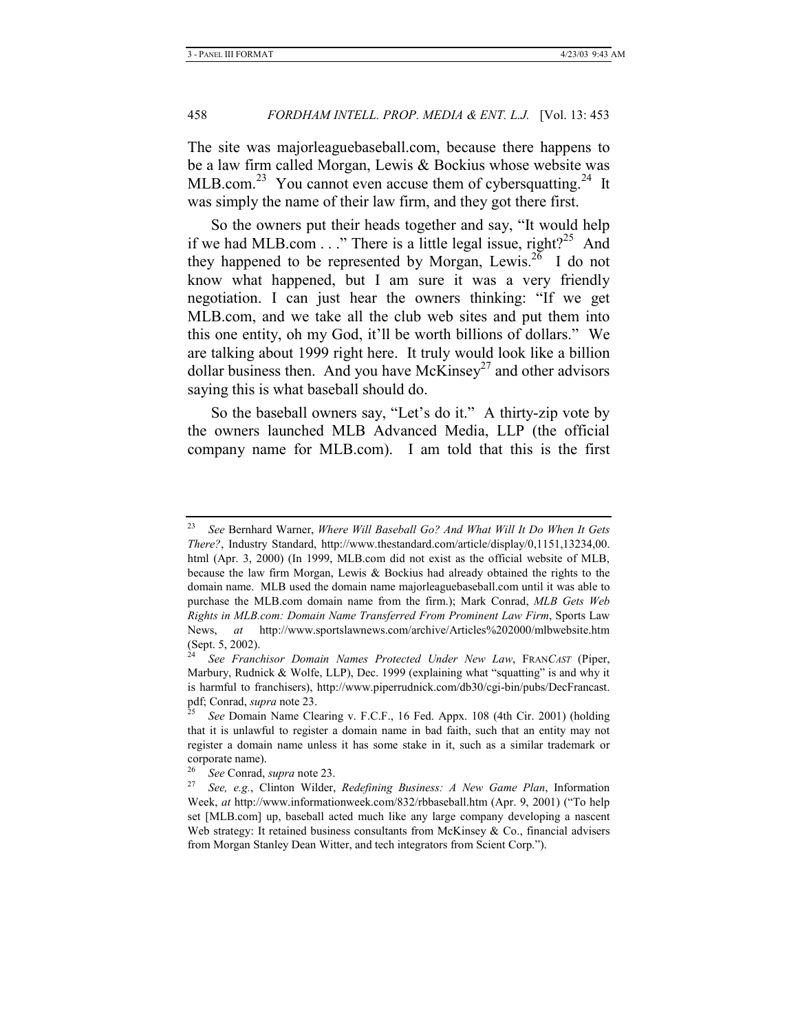The site was majorleaguebaseball.com, because there happens to be a law firm called Morgan, Lewis & Bockius whose website was MLB.com.[23] You cannot even accuse them of cybersquatting.[24] It was simply the name of their law firm, and they got there first.

So the owners put their heads together and say, "It would help if we had MLB.com . . ." There is a little legal issue, right?[25] And they happened to be represented by Morgan, Lewis.[26] I do not know what happened, but I am sure it was a very friendly negotiation. I can just hear the owners thinking: "If we get MLB.com, and we take all the club web sites and put them into this one entity, oh my God, it'll be worth billions of dollars." We are talking about 1999 right here. It truly would look like a billion dollar business then. And you have McKinsey[27] and other advisors saying this is what baseball should do.

So the baseball owners say, "Let's do it." A thirty-zip vote by the owners launched MLB Advanced Media, LLP (the official company name for MLB.com). I am told that this is the first

---

[23] *See* Bernhard Warner, *Where Will Baseball Go? And What Will It Do When It Gets There?*, Industry Standard, http://www.thestandard.com/article/display/0,1151,13234,00.html (Apr. 3, 2000) (In 1999, MLB.com did not exist as the official website of MLB, because the law firm Morgan, Lewis & Bockius had already obtained the rights to the domain name. MLB used the domain name majorleaguebaseball.com until it was able to purchase the MLB.com domain name from the firm.); Mark Conrad, *MLB Gets Web Rights in MLB.com: Domain Name Transferred From Prominent Law Firm*, Sports Law News, *at* http://www.sportslawnews.com/archive/Articles%202000/mlbwebsite.htm (Sept. 5, 2002).

[24] *See Franchisor Domain Names Protected Under New Law*, FRAN*CAST* (Piper, Marbury, Rudnick & Wolfe, LLP), Dec. 1999 (explaining what "squatting" is and why it is harmful to franchisers), http://www.piperrudnick.com/db30/cgi-bin/pubs/DecFrancast.pdf; Conrad, *supra* note 23.

[25] *See* Domain Name Clearing v. F.C.F., 16 Fed. Appx. 108 (4th Cir. 2001) (holding that it is unlawful to register a domain name in bad faith, such that an entity may not register a domain name unless it has some stake in it, such as a similar trademark or corporate name).

[26] *See* Conrad, *supra* note 23.

[27] *See, e.g.*, Clinton Wilder, *Redefining Business: A New Game Plan*, Information Week, *at* http://www.informationweek.com/832/rbbaseball.htm (Apr. 9, 2001) ("To help set [MLB.com] up, baseball acted much like any large company developing a nascent Web strategy: It retained business consultants from McKinsey & Co., financial advisers from Morgan Stanley Dean Witter, and tech integrators from Scient Corp.").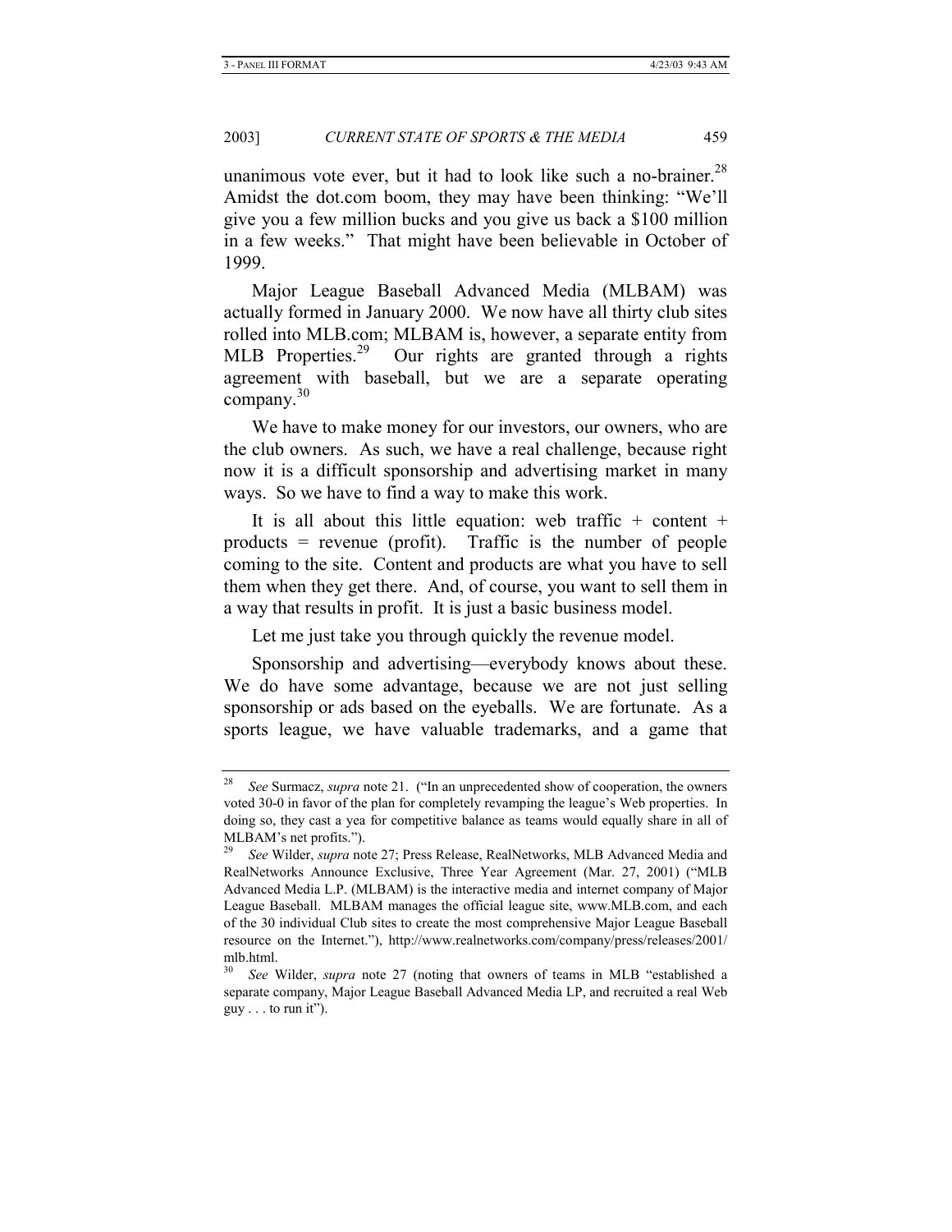unanimous vote ever, but it had to look like such a no-brainer.[28] Amidst the dot.com boom, they may have been thinking: "We'll give you a few million bucks and you give us back a $100 million in a few weeks." That might have been believable in October of 1999.

Major League Baseball Advanced Media (MLBAM) was actually formed in January 2000. We now have all thirty club sites rolled into MLB.com; MLBAM is, however, a separate entity from MLB Properties.[29] Our rights are granted through a rights agreement with baseball, but we are a separate operating company.[30]

We have to make money for our investors, our owners, who are the club owners. As such, we have a real challenge, because right now it is a difficult sponsorship and advertising market in many ways. So we have to find a way to make this work.

It is all about this little equation: web traffic + content + products = revenue (profit). Traffic is the number of people coming to the site. Content and products are what you have to sell them when they get there. And, of course, you want to sell them in a way that results in profit. It is just a basic business model.

Let me just take you through quickly the revenue model.

Sponsorship and advertising—everybody knows about these. We do have some advantage, because we are not just selling sponsorship or ads based on the eyeballs. We are fortunate. As a sports league, we have valuable trademarks, and a game that

---

[28] *See* Surmacz, *supra* note 21. ("In an unprecedented show of cooperation, the owners voted 30-0 in favor of the plan for completely revamping the league's Web properties. In doing so, they cast a yea for competitive balance as teams would equally share in all of MLBAM's net profits.").

[29] *See* Wilder, *supra* note 27; Press Release, RealNetworks, MLB Advanced Media and RealNetworks Announce Exclusive, Three Year Agreement (Mar. 27, 2001) ("MLB Advanced Media L.P. (MLBAM) is the interactive media and internet company of Major League Baseball. MLBAM manages the official league site, www.MLB.com, and each of the 30 individual Club sites to create the most comprehensive Major League Baseball resource on the Internet."), http://www.realnetworks.com/company/press/releases/2001/mlb.html.

[30] *See* Wilder, *supra* note 27 (noting that owners of teams in MLB "established a separate company, Major League Baseball Advanced Media LP, and recruited a real Web guy . . . to run it").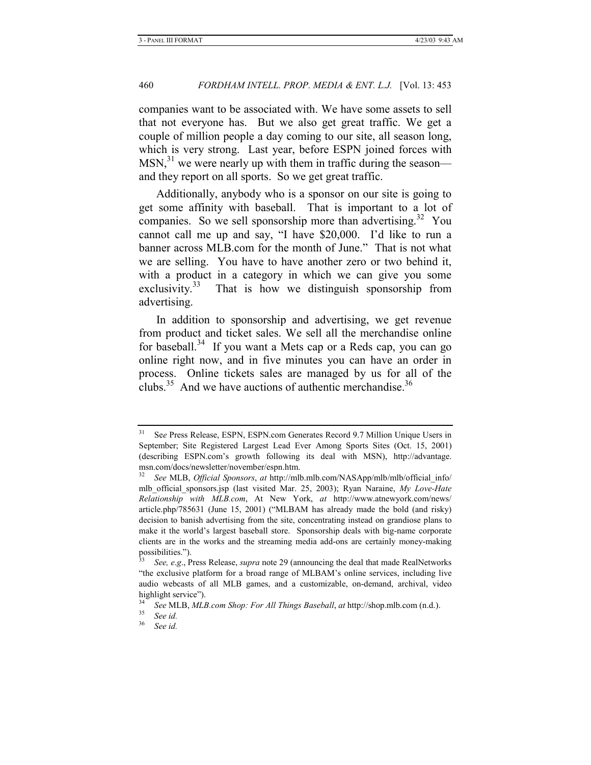companies want to be associated with. We have some assets to sell that not everyone has. But we also get great traffic. We get a couple of million people a day coming to our site, all season long, which is very strong. Last year, before ESPN joined forces with MSN,[31] we were nearly up with them in traffic during the season—and they report on all sports. So we get great traffic.

Additionally, anybody who is a sponsor on our site is going to get some affinity with baseball. That is important to a lot of companies. So we sell sponsorship more than advertising.[32] You cannot call me up and say, "I have $20,000. I'd like to run a banner across MLB.com for the month of June." That is not what we are selling. You have to have another zero or two behind it, with a product in a category in which we can give you some exclusivity.[33] That is how we distinguish sponsorship from advertising.

In addition to sponsorship and advertising, we get revenue from product and ticket sales. We sell all the merchandise online for baseball.[34] If you want a Mets cap or a Reds cap, you can go online right now, and in five minutes you can have an order in process. Online tickets sales are managed by us for all of the clubs.[35] And we have auctions of authentic merchandise.[36]

---

[31] S*ee* Press Release, ESPN, ESPN.com Generates Record 9.7 Million Unique Users in September; Site Registered Largest Lead Ever Among Sports Sites (Oct. 15, 2001) (describing ESPN.com's growth following its deal with MSN), http://advantage.msn.com/docs/newsletter/november/espn.htm.

[32] *See* MLB, *Official Sponsors*, *at* http://mlb.mlb.com/NASApp/mlb/mlb/official_info/mlb_official_sponsors.jsp (last visited Mar. 25, 2003); Ryan Naraine, *My Love-Hate Relationship with MLB.com*, At New York, *at* http://www.atnewyork.com/news/article.php/785631 (June 15, 2001) ("MLBAM has already made the bold (and risky) decision to banish advertising from the site, concentrating instead on grandiose plans to make it the world's largest baseball store. Sponsorship deals with big-name corporate clients are in the works and the streaming media add-ons are certainly money-making possibilities.").

[33] *See, e.g*., Press Release, *supra* note 29 (announcing the deal that made RealNetworks "the exclusive platform for a broad range of MLBAM's online services, including live audio webcasts of all MLB games, and a customizable, on-demand, archival, video highlight service").

[34] *See* MLB, *MLB.com Shop: For All Things Baseball*, *at* http://shop.mlb.com (n.d.).

[35] *See id.*

[36] *See id.*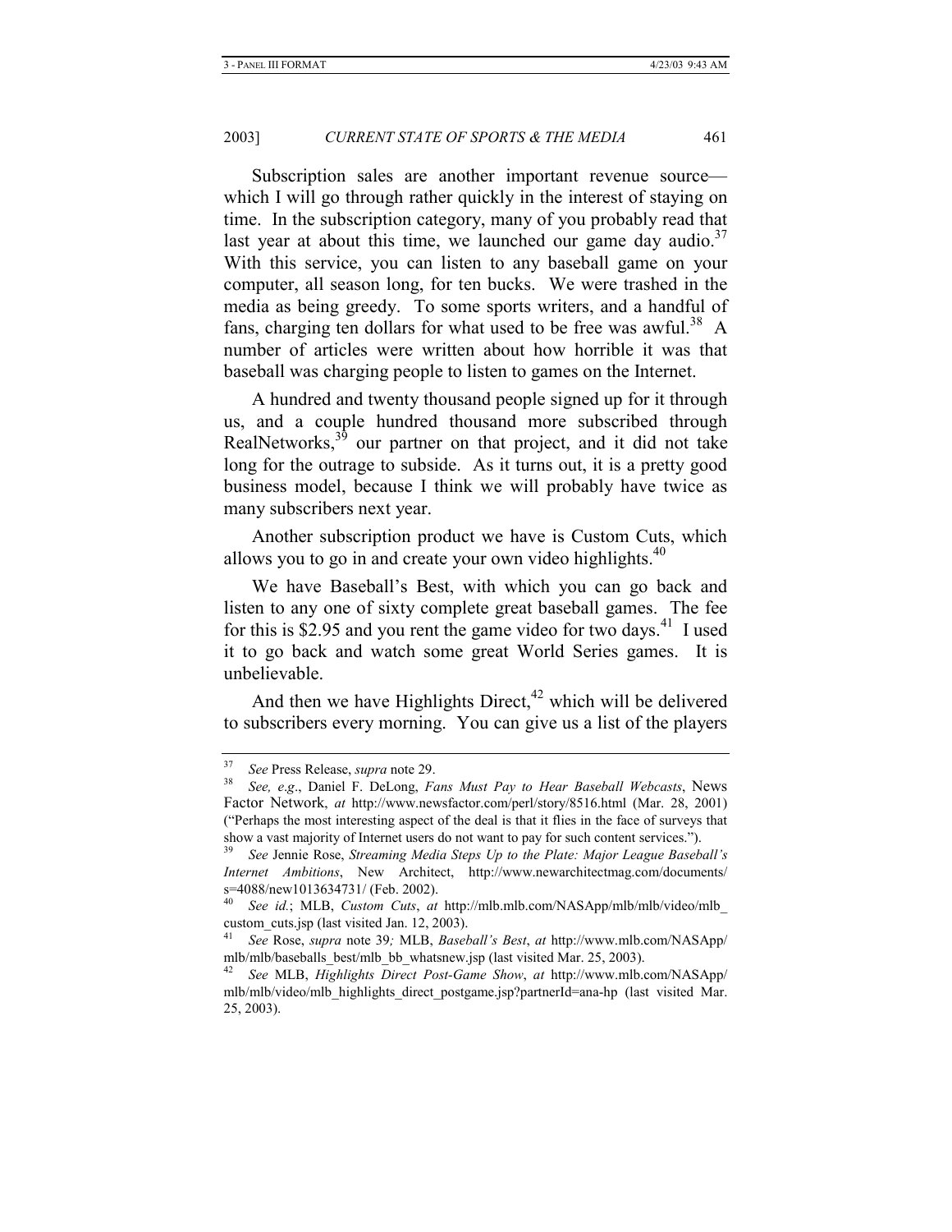Subscription sales are another important revenue source—which I will go through rather quickly in the interest of staying on time. In the subscription category, many of you probably read that last year at about this time, we launched our game day audio.[37] With this service, you can listen to any baseball game on your computer, all season long, for ten bucks. We were trashed in the media as being greedy. To some sports writers, and a handful of fans, charging ten dollars for what used to be free was awful.[38] A number of articles were written about how horrible it was that baseball was charging people to listen to games on the Internet.

A hundred and twenty thousand people signed up for it through us, and a couple hundred thousand more subscribed through RealNetworks,[39] our partner on that project, and it did not take long for the outrage to subside. As it turns out, it is a pretty good business model, because I think we will probably have twice as many subscribers next year.

Another subscription product we have is Custom Cuts, which allows you to go in and create your own video highlights.[40]

We have Baseball's Best, with which you can go back and listen to any one of sixty complete great baseball games. The fee for this is $2.95 and you rent the game video for two days.[41] I used it to go back and watch some great World Series games. It is unbelievable.

And then we have Highlights Direct,[42] which will be delivered to subscribers every morning. You can give us a list of the players

---

[37] *See* Press Release, *supra* note 29.

[38] *See, e.g*., Daniel F. DeLong, *Fans Must Pay to Hear Baseball Webcasts*, News Factor Network, *at* http://www.newsfactor.com/perl/story/8516.html (Mar. 28, 2001) ("Perhaps the most interesting aspect of the deal is that it flies in the face of surveys that show a vast majority of Internet users do not want to pay for such content services.").

[39] *See* Jennie Rose, *Streaming Media Steps Up to the Plate: Major League Baseball's Internet Ambitions*, New Architect, http://www.newarchitectmag.com/documents/s=4088/new1013634731/ (Feb. 2002).

[40] *See id.*; MLB, *Custom Cuts*, *at* http://mlb.mlb.com/NASApp/mlb/mlb/video/mlb_custom_cuts.jsp (last visited Jan. 12, 2003).

[41] *See* Rose, *supra* note 39*;* MLB, *Baseball's Best*, *at* http://www.mlb.com/NASApp/mlb/mlb/baseballs_best/mlb_bb_whatsnew.jsp (last visited Mar. 25, 2003).

[42] *See* MLB, *Highlights Direct Post-Game Show*, *at* http://www.mlb.com/NASApp/mlb/mlb/video/mlb_highlights_direct_postgame.jsp?partnerId=ana-hp (last visited Mar. 25, 2003).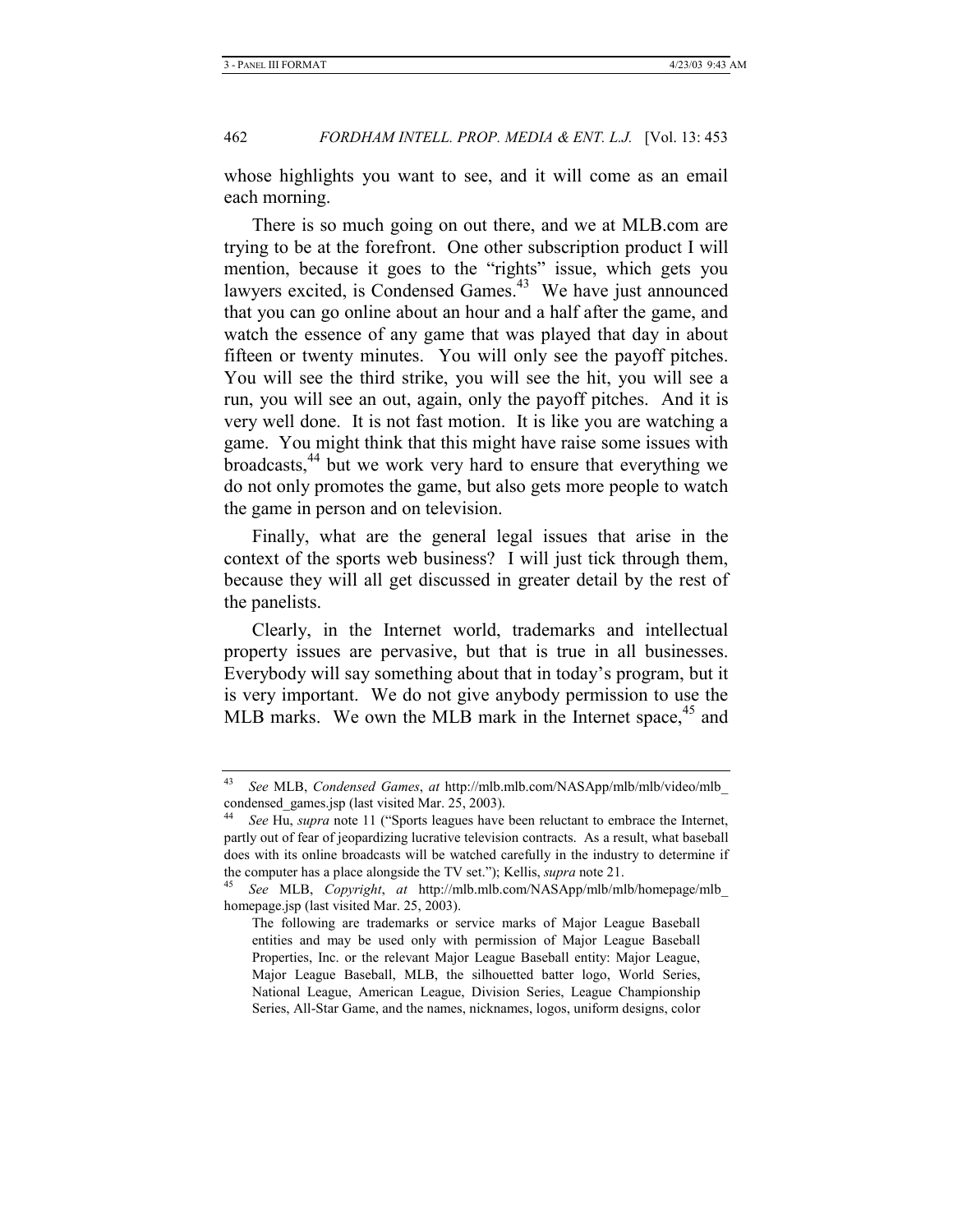whose highlights you want to see, and it will come as an email each morning.

There is so much going on out there, and we at MLB.com are trying to be at the forefront. One other subscription product I will mention, because it goes to the "rights" issue, which gets you lawyers excited, is Condensed Games.[43] We have just announced that you can go online about an hour and a half after the game, and watch the essence of any game that was played that day in about fifteen or twenty minutes. You will only see the payoff pitches. You will see the third strike, you will see the hit, you will see a run, you will see an out, again, only the payoff pitches. And it is very well done. It is not fast motion. It is like you are watching a game. You might think that this might have raise some issues with broadcasts,[44] but we work very hard to ensure that everything we do not only promotes the game, but also gets more people to watch the game in person and on television.

Finally, what are the general legal issues that arise in the context of the sports web business? I will just tick through them, because they will all get discussed in greater detail by the rest of the panelists.

Clearly, in the Internet world, trademarks and intellectual property issues are pervasive, but that is true in all businesses. Everybody will say something about that in today's program, but it is very important. We do not give anybody permission to use the MLB marks. We own the MLB mark in the Internet space,[45] and

---

[43] *See* MLB, *Condensed Games*, *at* http://mlb.mlb.com/NASApp/mlb/mlb/video/mlb_condensed_games.jsp (last visited Mar. 25, 2003).

[44] *See* Hu, *supra* note 11 ("Sports leagues have been reluctant to embrace the Internet, partly out of fear of jeopardizing lucrative television contracts. As a result, what baseball does with its online broadcasts will be watched carefully in the industry to determine if the computer has a place alongside the TV set."); Kellis, *supra* note 21.

[45] *See* MLB, *Copyright*, *at* http://mlb.mlb.com/NASApp/mlb/mlb/homepage/mlb_homepage.jsp (last visited Mar. 25, 2003).

> The following are trademarks or service marks of Major League Baseball entities and may be used only with permission of Major League Baseball Properties, Inc. or the relevant Major League Baseball entity: Major League, Major League Baseball, MLB, the silhouetted batter logo, World Series, National League, American League, Division Series, League Championship Series, All-Star Game, and the names, nicknames, logos, uniform designs, color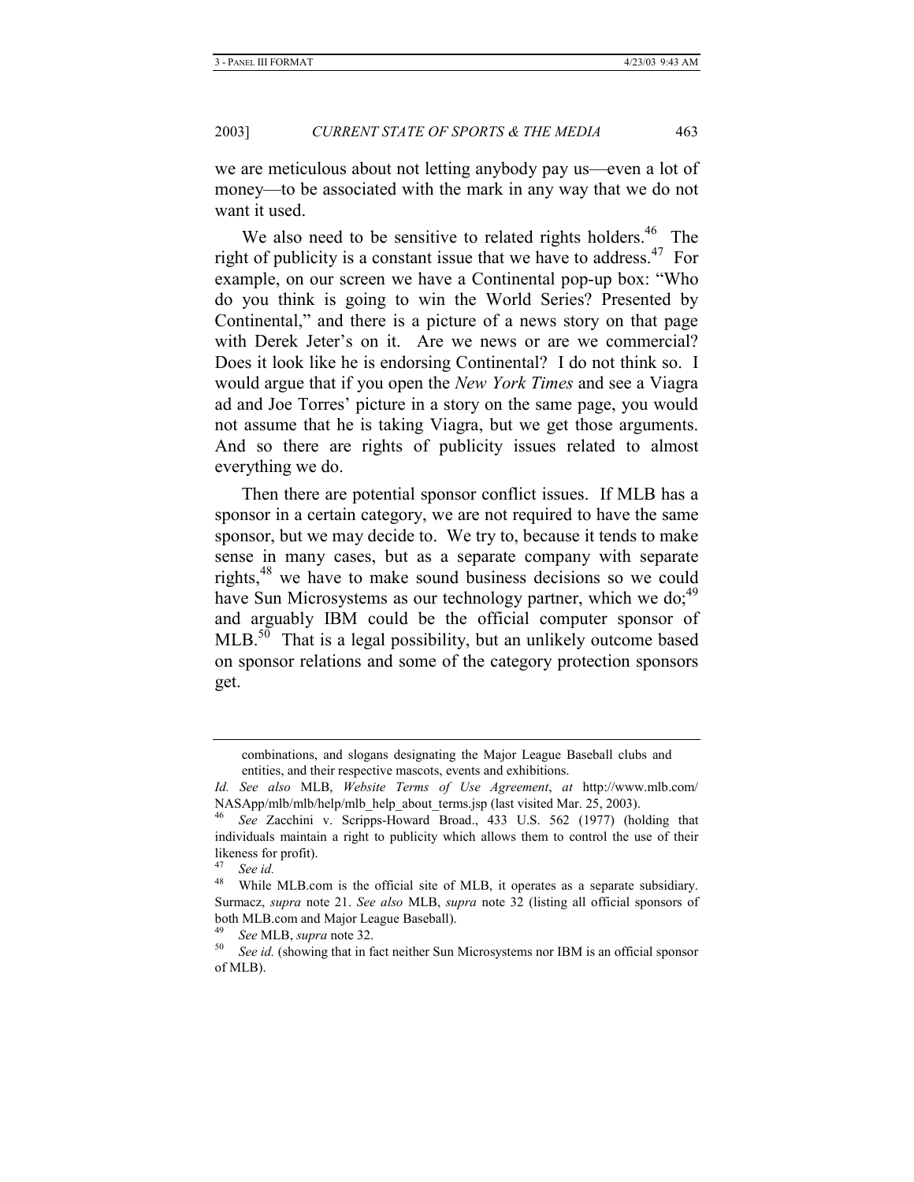we are meticulous about not letting anybody pay us—even a lot of money—to be associated with the mark in any way that we do not want it used.

We also need to be sensitive to related rights holders.[46] The right of publicity is a constant issue that we have to address.[47] For example, on our screen we have a Continental pop-up box: "Who do you think is going to win the World Series? Presented by Continental," and there is a picture of a news story on that page with Derek Jeter's on it. Are we news or are we commercial? Does it look like he is endorsing Continental? I do not think so. I would argue that if you open the *New York Times* and see a Viagra ad and Joe Torres' picture in a story on the same page, you would not assume that he is taking Viagra, but we get those arguments. And so there are rights of publicity issues related to almost everything we do.

Then there are potential sponsor conflict issues. If MLB has a sponsor in a certain category, we are not required to have the same sponsor, but we may decide to. We try to, because it tends to make sense in many cases, but as a separate company with separate rights,[48] we have to make sound business decisions so we could have Sun Microsystems as our technology partner, which we do;[49] and arguably IBM could be the official computer sponsor of MLB.[50] That is a legal possibility, but an unlikely outcome based on sponsor relations and some of the category protection sponsors get.

---

combinations, and slogans designating the Major League Baseball clubs and entities, and their respective mascots, events and exhibitions.

*Id. See also* MLB, *Website Terms of Use Agreement*, *at* http://www.mlb.com/NASApp/mlb/mlb/help/mlb_help_about_terms.jsp (last visited Mar. 25, 2003).

[46] *See* Zacchini v. Scripps-Howard Broad., 433 U.S. 562 (1977) (holding that individuals maintain a right to publicity which allows them to control the use of their likeness for profit).

[47] *See id.*

[48] While MLB.com is the official site of MLB, it operates as a separate subsidiary. Surmacz, *supra* note 21. *See also* MLB, *supra* note 32 (listing all official sponsors of both MLB.com and Major League Baseball).

[49] *See* MLB, *supra* note 32.

[50] *See id.* (showing that in fact neither Sun Microsystems nor IBM is an official sponsor of MLB).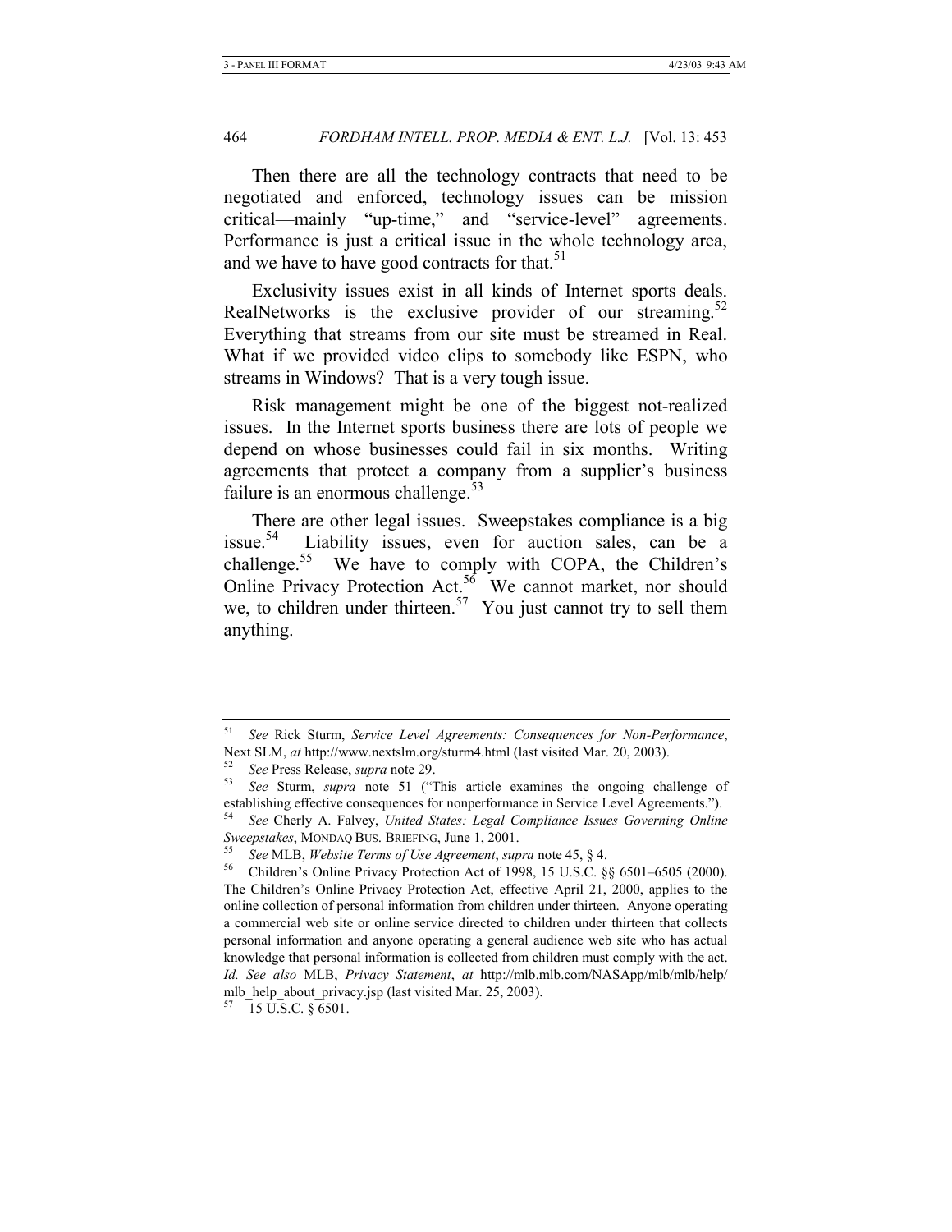Then there are all the technology contracts that need to be negotiated and enforced, technology issues can be mission critical—mainly "up-time," and "service-level" agreements. Performance is just a critical issue in the whole technology area, and we have to have good contracts for that.[51]

Exclusivity issues exist in all kinds of Internet sports deals. RealNetworks is the exclusive provider of our streaming.[52] Everything that streams from our site must be streamed in Real. What if we provided video clips to somebody like ESPN, who streams in Windows? That is a very tough issue.

Risk management might be one of the biggest not-realized issues. In the Internet sports business there are lots of people we depend on whose businesses could fail in six months. Writing agreements that protect a company from a supplier's business failure is an enormous challenge.[53]

There are other legal issues. Sweepstakes compliance is a big issue.[54] Liability issues, even for auction sales, can be a challenge.[55] We have to comply with COPA, the Children's Online Privacy Protection Act.[56] We cannot market, nor should we, to children under thirteen.[57] You just cannot try to sell them anything.

---

[51] *See* Rick Sturm, *Service Level Agreements: Consequences for Non-Performance*, Next SLM, *at* http://www.nextslm.org/sturm4.html (last visited Mar. 20, 2003).

[52] *See* Press Release, *supra* note 29.

[53] *See* Sturm, *supra* note 51 ("This article examines the ongoing challenge of establishing effective consequences for nonperformance in Service Level Agreements.").

[54] *See* Cherly A. Falvey, *United States: Legal Compliance Issues Governing Online Sweepstakes*, MONDAQ BUS. BRIEFING, June 1, 2001.

[55] *See* MLB, *Website Terms of Use Agreement*, *supra* note 45, § 4.

[56] Children's Online Privacy Protection Act of 1998, 15 U.S.C. §§ 6501–6505 (2000). The Children's Online Privacy Protection Act, effective April 21, 2000, applies to the online collection of personal information from children under thirteen. Anyone operating a commercial web site or online service directed to children under thirteen that collects personal information and anyone operating a general audience web site who has actual knowledge that personal information is collected from children must comply with the act. *Id. See also* MLB, *Privacy Statement*, *at* http://mlb.mlb.com/NASApp/mlb/mlb/help/mlb_help_about_privacy.jsp (last visited Mar. 25, 2003).

[57] 15 U.S.C. § 6501.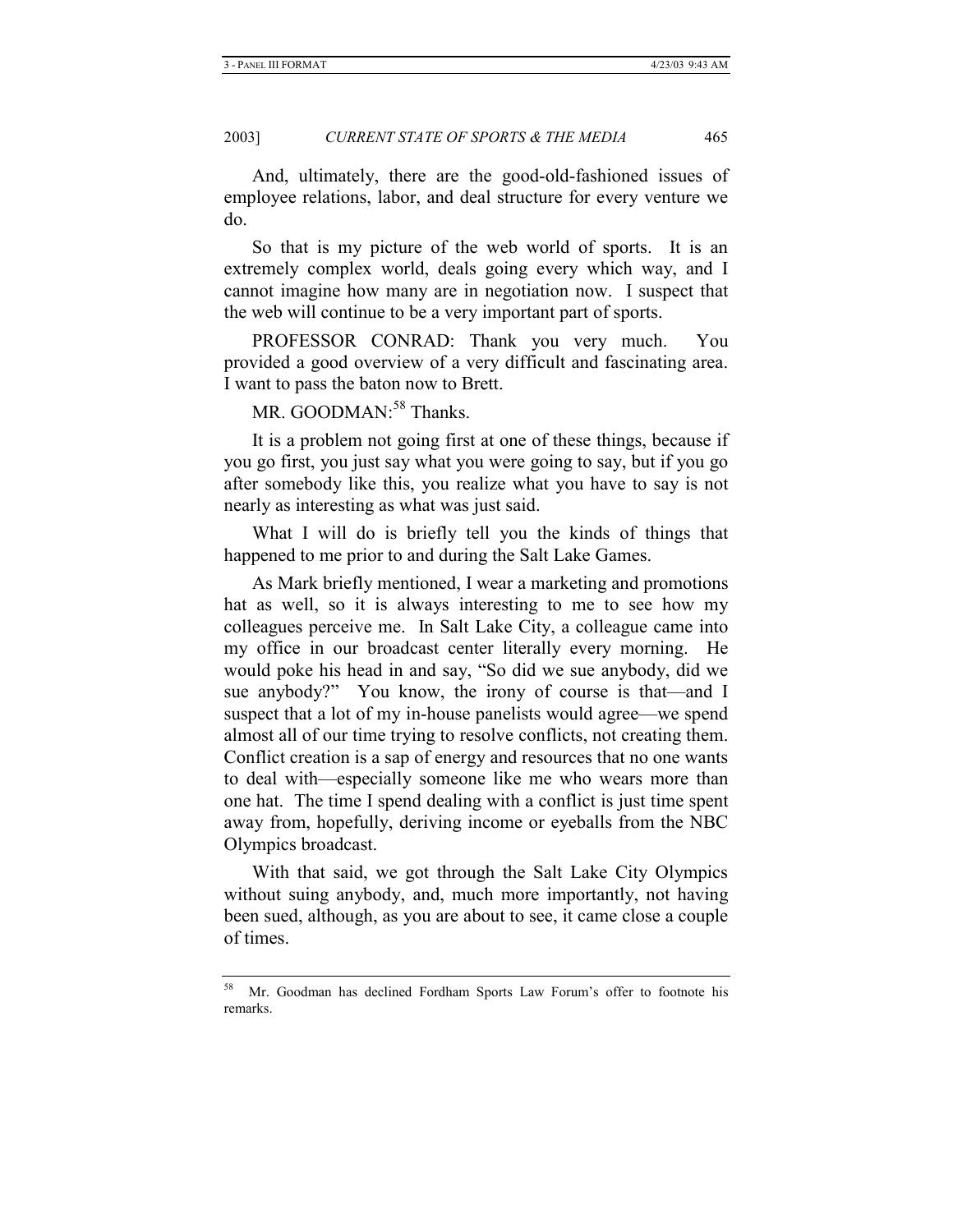And, ultimately, there are the good-old-fashioned issues of employee relations, labor, and deal structure for every venture we do.

So that is my picture of the web world of sports. It is an extremely complex world, deals going every which way, and I cannot imagine how many are in negotiation now. I suspect that the web will continue to be a very important part of sports.

PROFESSOR CONRAD: Thank you very much. You provided a good overview of a very difficult and fascinating area. I want to pass the baton now to Brett.

MR. GOODMAN:[58] Thanks.

It is a problem not going first at one of these things, because if you go first, you just say what you were going to say, but if you go after somebody like this, you realize what you have to say is not nearly as interesting as what was just said.

What I will do is briefly tell you the kinds of things that happened to me prior to and during the Salt Lake Games.

As Mark briefly mentioned, I wear a marketing and promotions hat as well, so it is always interesting to me to see how my colleagues perceive me. In Salt Lake City, a colleague came into my office in our broadcast center literally every morning. He would poke his head in and say, "So did we sue anybody, did we sue anybody?" You know, the irony of course is that—and I suspect that a lot of my in-house panelists would agree—we spend almost all of our time trying to resolve conflicts, not creating them. Conflict creation is a sap of energy and resources that no one wants to deal with—especially someone like me who wears more than one hat. The time I spend dealing with a conflict is just time spent away from, hopefully, deriving income or eyeballs from the NBC Olympics broadcast.

With that said, we got through the Salt Lake City Olympics without suing anybody, and, much more importantly, not having been sued, although, as you are about to see, it came close a couple of times.

---

[58] Mr. Goodman has declined Fordham Sports Law Forum's offer to footnote his remarks.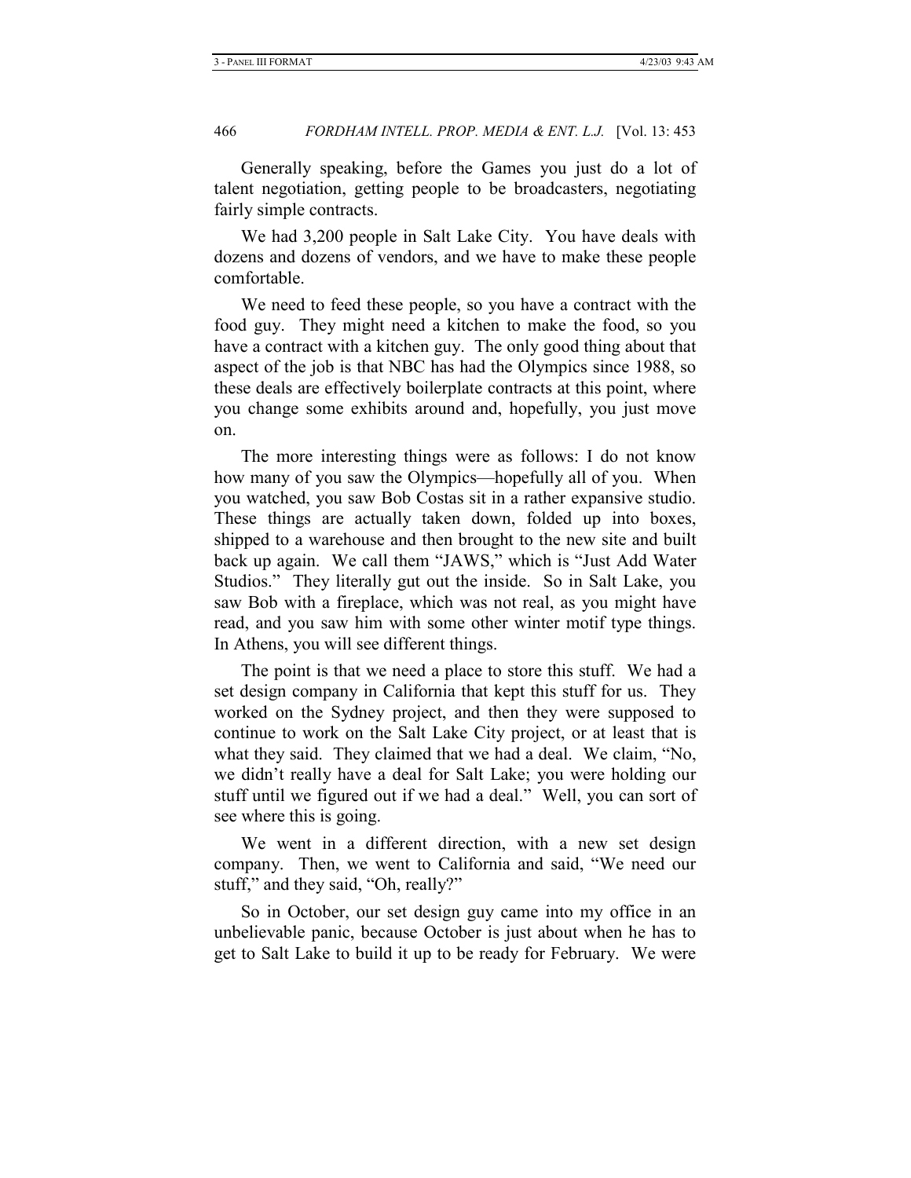Generally speaking, before the Games you just do a lot of talent negotiation, getting people to be broadcasters, negotiating fairly simple contracts.

We had 3,200 people in Salt Lake City. You have deals with dozens and dozens of vendors, and we have to make these people comfortable.

We need to feed these people, so you have a contract with the food guy. They might need a kitchen to make the food, so you have a contract with a kitchen guy. The only good thing about that aspect of the job is that NBC has had the Olympics since 1988, so these deals are effectively boilerplate contracts at this point, where you change some exhibits around and, hopefully, you just move on.

The more interesting things were as follows: I do not know how many of you saw the Olympics—hopefully all of you. When you watched, you saw Bob Costas sit in a rather expansive studio. These things are actually taken down, folded up into boxes, shipped to a warehouse and then brought to the new site and built back up again. We call them "JAWS," which is "Just Add Water Studios." They literally gut out the inside. So in Salt Lake, you saw Bob with a fireplace, which was not real, as you might have read, and you saw him with some other winter motif type things. In Athens, you will see different things.

The point is that we need a place to store this stuff. We had a set design company in California that kept this stuff for us. They worked on the Sydney project, and then they were supposed to continue to work on the Salt Lake City project, or at least that is what they said. They claimed that we had a deal. We claim, "No, we didn't really have a deal for Salt Lake; you were holding our stuff until we figured out if we had a deal." Well, you can sort of see where this is going.

We went in a different direction, with a new set design company. Then, we went to California and said, "We need our stuff," and they said, "Oh, really?"

So in October, our set design guy came into my office in an unbelievable panic, because October is just about when he has to get to Salt Lake to build it up to be ready for February. We were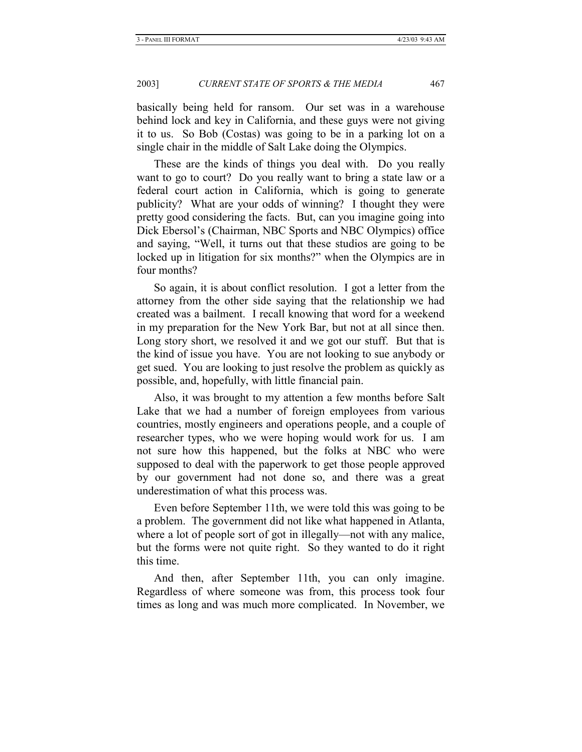basically being held for ransom. Our set was in a warehouse behind lock and key in California, and these guys were not giving it to us. So Bob (Costas) was going to be in a parking lot on a single chair in the middle of Salt Lake doing the Olympics.

These are the kinds of things you deal with. Do you really want to go to court? Do you really want to bring a state law or a federal court action in California, which is going to generate publicity? What are your odds of winning? I thought they were pretty good considering the facts. But, can you imagine going into Dick Ebersol's (Chairman, NBC Sports and NBC Olympics) office and saying, "Well, it turns out that these studios are going to be locked up in litigation for six months?" when the Olympics are in four months?

So again, it is about conflict resolution. I got a letter from the attorney from the other side saying that the relationship we had created was a bailment. I recall knowing that word for a weekend in my preparation for the New York Bar, but not at all since then. Long story short, we resolved it and we got our stuff. But that is the kind of issue you have. You are not looking to sue anybody or get sued. You are looking to just resolve the problem as quickly as possible, and, hopefully, with little financial pain.

Also, it was brought to my attention a few months before Salt Lake that we had a number of foreign employees from various countries, mostly engineers and operations people, and a couple of researcher types, who we were hoping would work for us. I am not sure how this happened, but the folks at NBC who were supposed to deal with the paperwork to get those people approved by our government had not done so, and there was a great underestimation of what this process was.

Even before September 11th, we were told this was going to be a problem. The government did not like what happened in Atlanta, where a lot of people sort of got in illegally—not with any malice, but the forms were not quite right. So they wanted to do it right this time.

And then, after September 11th, you can only imagine. Regardless of where someone was from, this process took four times as long and was much more complicated. In November, we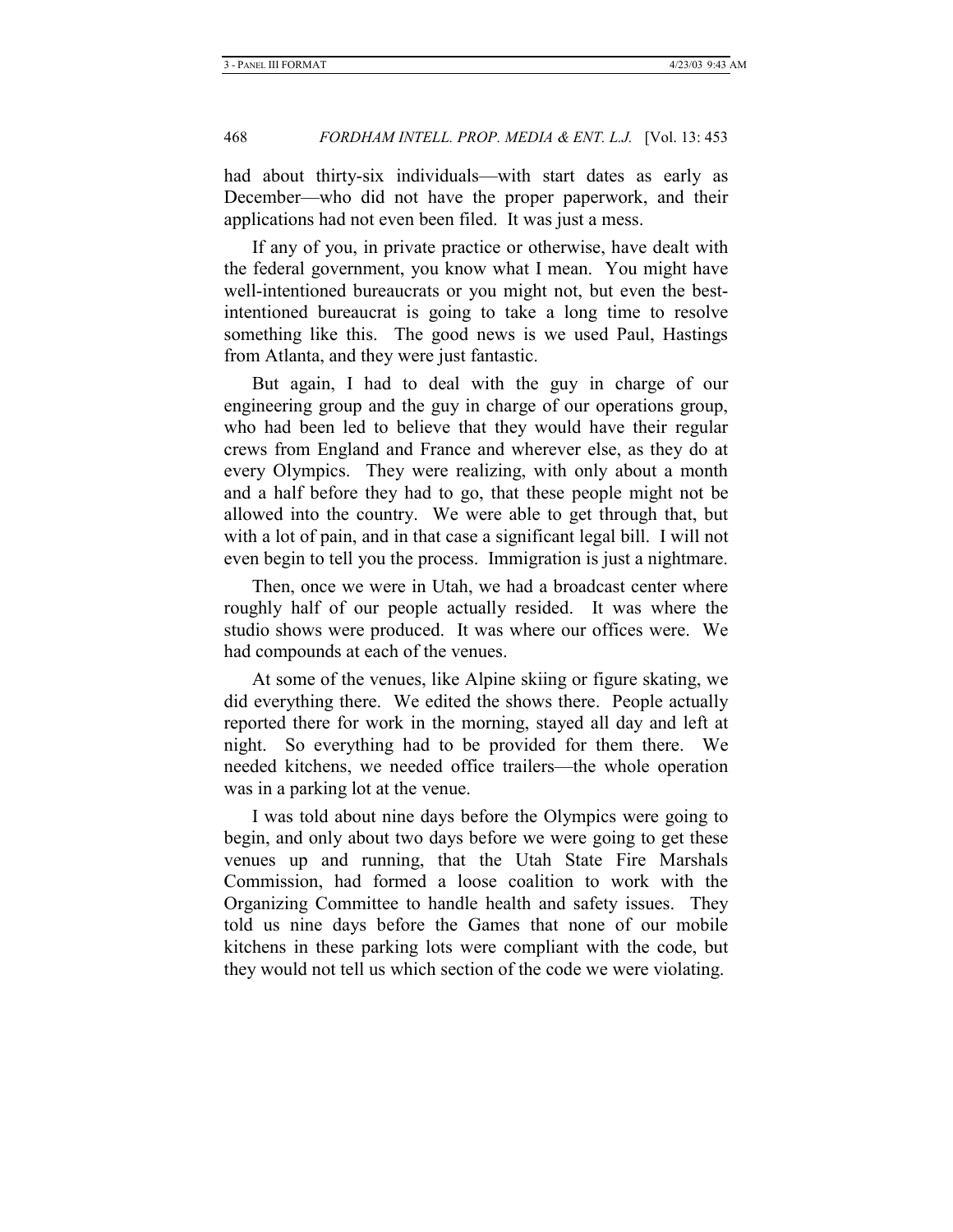had about thirty-six individuals—with start dates as early as December—who did not have the proper paperwork, and their applications had not even been filed. It was just a mess.

If any of you, in private practice or otherwise, have dealt with the federal government, you know what I mean. You might have well-intentioned bureaucrats or you might not, but even the best-intentioned bureaucrat is going to take a long time to resolve something like this. The good news is we used Paul, Hastings from Atlanta, and they were just fantastic.

But again, I had to deal with the guy in charge of our engineering group and the guy in charge of our operations group, who had been led to believe that they would have their regular crews from England and France and wherever else, as they do at every Olympics. They were realizing, with only about a month and a half before they had to go, that these people might not be allowed into the country. We were able to get through that, but with a lot of pain, and in that case a significant legal bill. I will not even begin to tell you the process. Immigration is just a nightmare.

Then, once we were in Utah, we had a broadcast center where roughly half of our people actually resided. It was where the studio shows were produced. It was where our offices were. We had compounds at each of the venues.

At some of the venues, like Alpine skiing or figure skating, we did everything there. We edited the shows there. People actually reported there for work in the morning, stayed all day and left at night. So everything had to be provided for them there. We needed kitchens, we needed office trailers—the whole operation was in a parking lot at the venue.

I was told about nine days before the Olympics were going to begin, and only about two days before we were going to get these venues up and running, that the Utah State Fire Marshals Commission, had formed a loose coalition to work with the Organizing Committee to handle health and safety issues. They told us nine days before the Games that none of our mobile kitchens in these parking lots were compliant with the code, but they would not tell us which section of the code we were violating.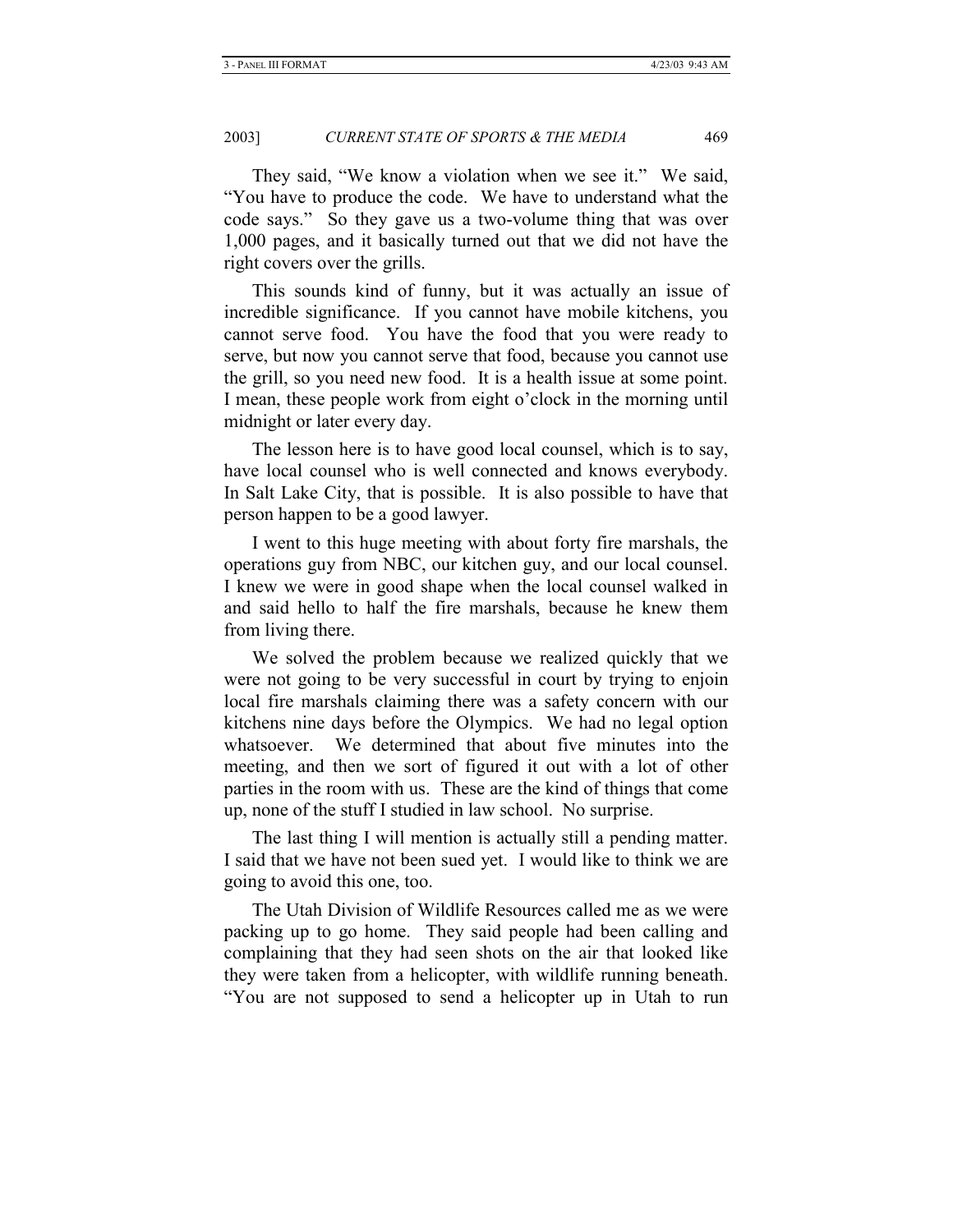They said, "We know a violation when we see it." We said, "You have to produce the code. We have to understand what the code says." So they gave us a two-volume thing that was over 1,000 pages, and it basically turned out that we did not have the right covers over the grills.

This sounds kind of funny, but it was actually an issue of incredible significance. If you cannot have mobile kitchens, you cannot serve food. You have the food that you were ready to serve, but now you cannot serve that food, because you cannot use the grill, so you need new food. It is a health issue at some point. I mean, these people work from eight o'clock in the morning until midnight or later every day.

The lesson here is to have good local counsel, which is to say, have local counsel who is well connected and knows everybody. In Salt Lake City, that is possible. It is also possible to have that person happen to be a good lawyer.

I went to this huge meeting with about forty fire marshals, the operations guy from NBC, our kitchen guy, and our local counsel. I knew we were in good shape when the local counsel walked in and said hello to half the fire marshals, because he knew them from living there.

We solved the problem because we realized quickly that we were not going to be very successful in court by trying to enjoin local fire marshals claiming there was a safety concern with our kitchens nine days before the Olympics. We had no legal option whatsoever. We determined that about five minutes into the meeting, and then we sort of figured it out with a lot of other parties in the room with us. These are the kind of things that come up, none of the stuff I studied in law school. No surprise.

The last thing I will mention is actually still a pending matter. I said that we have not been sued yet. I would like to think we are going to avoid this one, too.

The Utah Division of Wildlife Resources called me as we were packing up to go home. They said people had been calling and complaining that they had seen shots on the air that looked like they were taken from a helicopter, with wildlife running beneath. "You are not supposed to send a helicopter up in Utah to run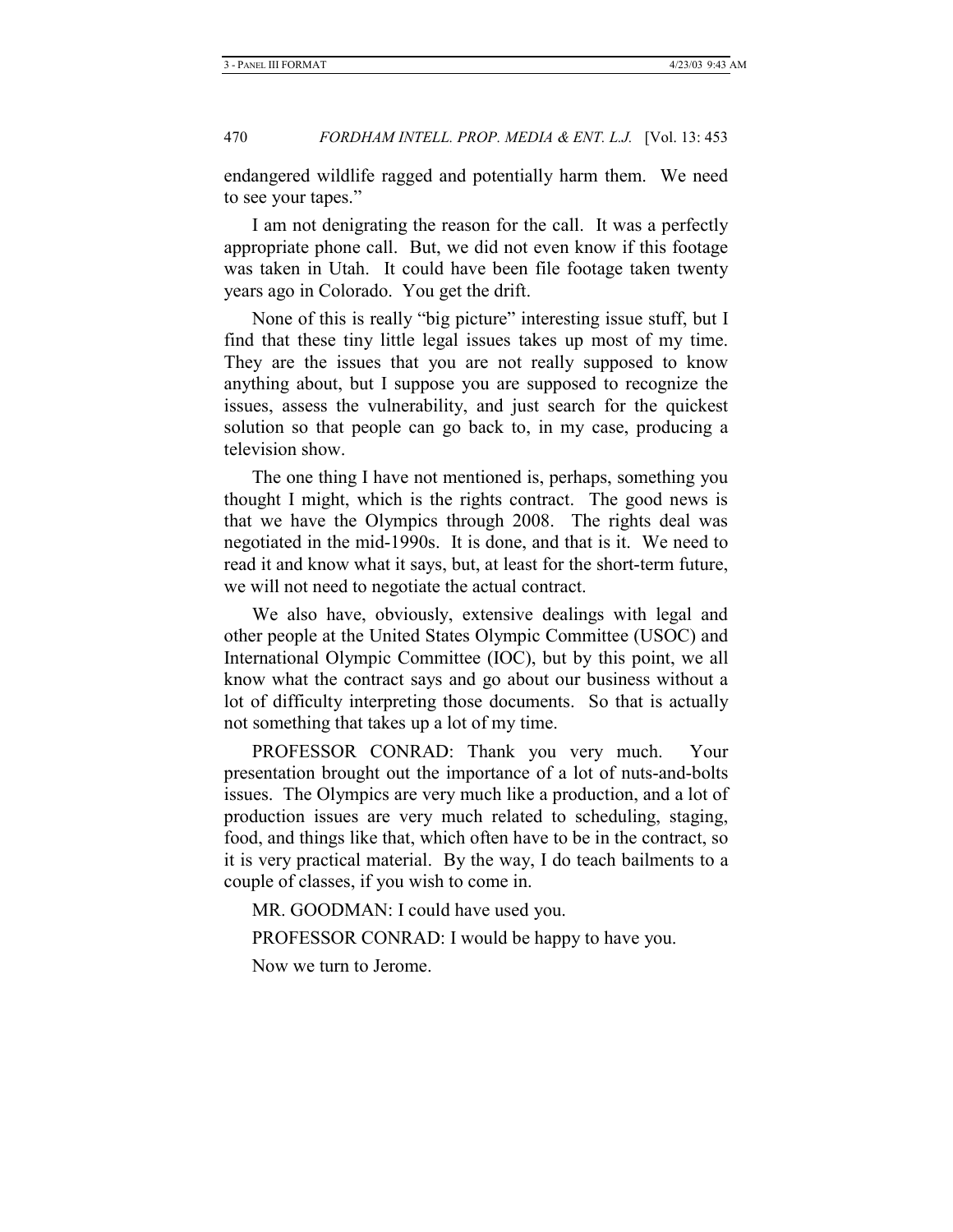endangered wildlife ragged and potentially harm them. We need to see your tapes."

I am not denigrating the reason for the call. It was a perfectly appropriate phone call. But, we did not even know if this footage was taken in Utah. It could have been file footage taken twenty years ago in Colorado. You get the drift.

None of this is really "big picture" interesting issue stuff, but I find that these tiny little legal issues takes up most of my time. They are the issues that you are not really supposed to know anything about, but I suppose you are supposed to recognize the issues, assess the vulnerability, and just search for the quickest solution so that people can go back to, in my case, producing a television show.

The one thing I have not mentioned is, perhaps, something you thought I might, which is the rights contract. The good news is that we have the Olympics through 2008. The rights deal was negotiated in the mid-1990s. It is done, and that is it. We need to read it and know what it says, but, at least for the short-term future, we will not need to negotiate the actual contract.

We also have, obviously, extensive dealings with legal and other people at the United States Olympic Committee (USOC) and International Olympic Committee (IOC), but by this point, we all know what the contract says and go about our business without a lot of difficulty interpreting those documents. So that is actually not something that takes up a lot of my time.

PROFESSOR CONRAD: Thank you very much. Your presentation brought out the importance of a lot of nuts-and-bolts issues. The Olympics are very much like a production, and a lot of production issues are very much related to scheduling, staging, food, and things like that, which often have to be in the contract, so it is very practical material. By the way, I do teach bailments to a couple of classes, if you wish to come in.

MR. GOODMAN: I could have used you.

PROFESSOR CONRAD: I would be happy to have you.

Now we turn to Jerome.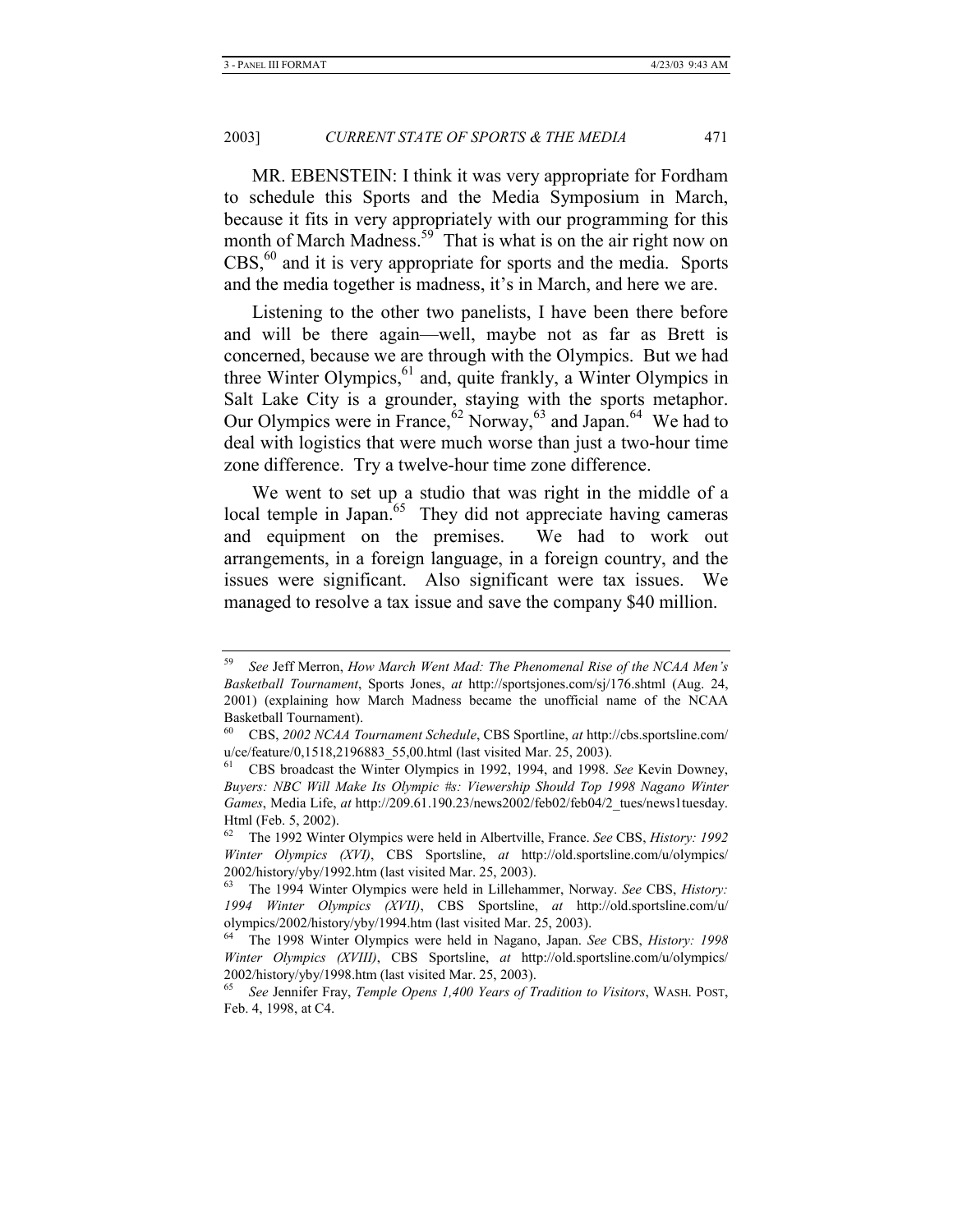MR. EBENSTEIN: I think it was very appropriate for Fordham to schedule this Sports and the Media Symposium in March, because it fits in very appropriately with our programming for this month of March Madness.[59] That is what is on the air right now on CBS,[60] and it is very appropriate for sports and the media. Sports and the media together is madness, it's in March, and here we are.

Listening to the other two panelists, I have been there before and will be there again—well, maybe not as far as Brett is concerned, because we are through with the Olympics. But we had three Winter Olympics,[61] and, quite frankly, a Winter Olympics in Salt Lake City is a grounder, staying with the sports metaphor. Our Olympics were in France,[62] Norway,[63] and Japan.[64] We had to deal with logistics that were much worse than just a two-hour time zone difference. Try a twelve-hour time zone difference.

We went to set up a studio that was right in the middle of a local temple in Japan.[65] They did not appreciate having cameras and equipment on the premises. We had to work out arrangements, in a foreign language, in a foreign country, and the issues were significant. Also significant were tax issues. We managed to resolve a tax issue and save the company $40 million.

---

[59] *See* Jeff Merron, *How March Went Mad: The Phenomenal Rise of the NCAA Men's Basketball Tournament*, Sports Jones, *at* http://sportsjones.com/sj/176.shtml (Aug. 24, 2001) (explaining how March Madness became the unofficial name of the NCAA Basketball Tournament).

[60] CBS, *2002 NCAA Tournament Schedule*, CBS Sportline, *at* http://cbs.sportsline.com/u/ce/feature/0,1518,2196883_55,00.html (last visited Mar. 25, 2003).

[61] CBS broadcast the Winter Olympics in 1992, 1994, and 1998. *See* Kevin Downey, *Buyers: NBC Will Make Its Olympic #s: Viewership Should Top 1998 Nagano Winter Games*, Media Life, *at* http://209.61.190.23/news2002/feb02/feb04/2_tues/news1tuesday.Html (Feb. 5, 2002).

[62] The 1992 Winter Olympics were held in Albertville, France. *See* CBS, *History: 1992 Winter Olympics (XVI)*, CBS Sportsline, *at* http://old.sportsline.com/u/olympics/2002/history/yby/1992.htm (last visited Mar. 25, 2003).

[63] The 1994 Winter Olympics were held in Lillehammer, Norway. *See* CBS, *History: 1994 Winter Olympics (XVII)*, CBS Sportsline, *at* http://old.sportsline.com/u/olympics/2002/history/yby/1994.htm (last visited Mar. 25, 2003).

[64] The 1998 Winter Olympics were held in Nagano, Japan. *See* CBS, *History: 1998 Winter Olympics (XVIII)*, CBS Sportsline, *at* http://old.sportsline.com/u/olympics/2002/history/yby/1998.htm (last visited Mar. 25, 2003).

[65] *See* Jennifer Fray, *Temple Opens 1,400 Years of Tradition to Visitors*, WASH. POST, Feb. 4, 1998, at C4.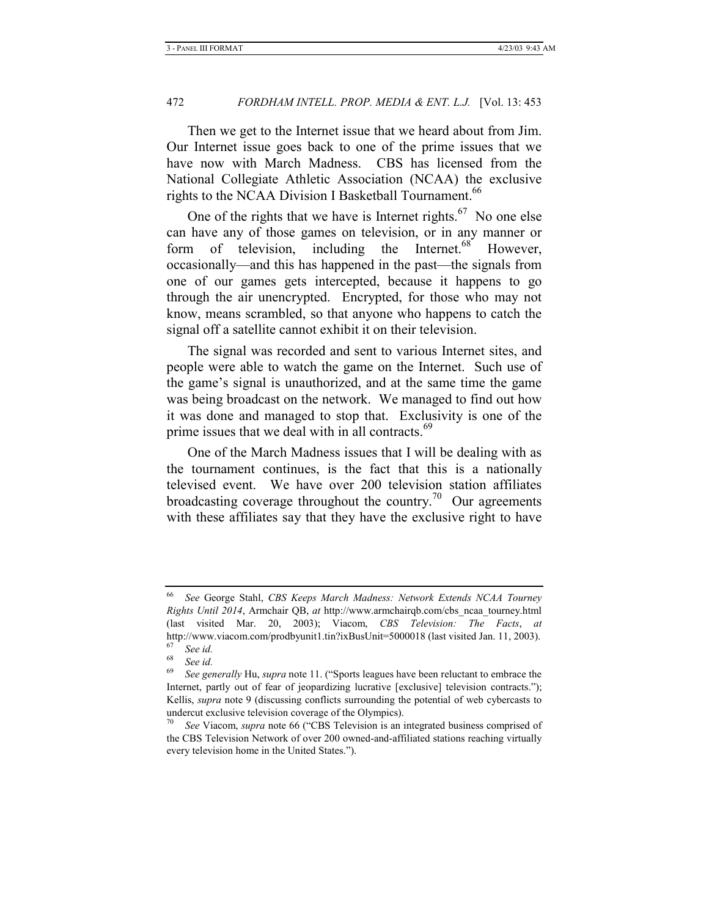Then we get to the Internet issue that we heard about from Jim. Our Internet issue goes back to one of the prime issues that we have now with March Madness. CBS has licensed from the National Collegiate Athletic Association (NCAA) the exclusive rights to the NCAA Division I Basketball Tournament.[66]

One of the rights that we have is Internet rights.[67] No one else can have any of those games on television, or in any manner or form of television, including the Internet.[68] However, occasionally—and this has happened in the past—the signals from one of our games gets intercepted, because it happens to go through the air unencrypted. Encrypted, for those who may not know, means scrambled, so that anyone who happens to catch the signal off a satellite cannot exhibit it on their television.

The signal was recorded and sent to various Internet sites, and people were able to watch the game on the Internet. Such use of the game's signal is unauthorized, and at the same time the game was being broadcast on the network. We managed to find out how it was done and managed to stop that. Exclusivity is one of the prime issues that we deal with in all contracts.[69]

One of the March Madness issues that I will be dealing with as the tournament continues, is the fact that this is a nationally televised event. We have over 200 television station affiliates broadcasting coverage throughout the country.[70] Our agreements with these affiliates say that they have the exclusive right to have

---

[66] *See* George Stahl, *CBS Keeps March Madness: Network Extends NCAA Tourney Rights Until 2014*, Armchair QB, *at* http://www.armchairqb.com/cbs_ncaa_tourney.html (last visited Mar. 20, 2003); Viacom, *CBS Television: The Facts*, *at* http://www.viacom.com/prodbyunit1.tin?ixBusUnit=5000018 (last visited Jan. 11, 2003).

[67] *See id.*

[68] *See id.*

[69] *See generally* Hu, *supra* note 11. ("Sports leagues have been reluctant to embrace the Internet, partly out of fear of jeopardizing lucrative [exclusive] television contracts."); Kellis, *supra* note 9 (discussing conflicts surrounding the potential of web cybercasts to undercut exclusive television coverage of the Olympics).

[70] *See* Viacom, *supra* note 66 ("CBS Television is an integrated business comprised of the CBS Television Network of over 200 owned-and-affiliated stations reaching virtually every television home in the United States.").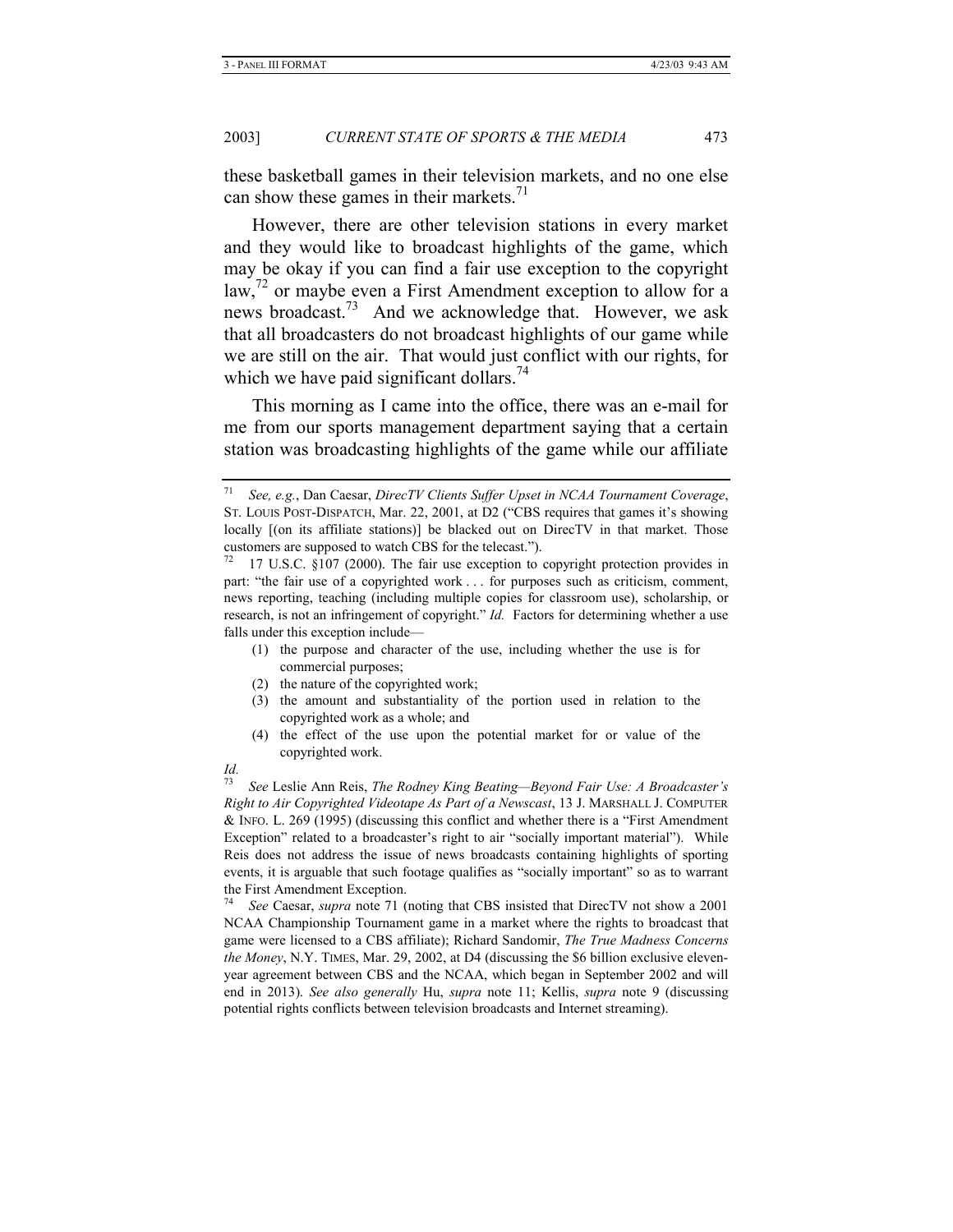these basketball games in their television markets, and no one else can show these games in their markets.[71]

However, there are other television stations in every market and they would like to broadcast highlights of the game, which may be okay if you can find a fair use exception to the copyright law,[72] or maybe even a First Amendment exception to allow for a news broadcast.[73] And we acknowledge that. However, we ask that all broadcasters do not broadcast highlights of our game while we are still on the air. That would just conflict with our rights, for which we have paid significant dollars.[74]

This morning as I came into the office, there was an e-mail for me from our sports management department saying that a certain station was broadcasting highlights of the game while our affiliate

---

[71] *See, e.g.*, Dan Caesar, *DirecTV Clients Suffer Upset in NCAA Tournament Coverage*, ST. LOUIS POST-DISPATCH, Mar. 22, 2001, at D2 ("CBS requires that games it's showing locally [(on its affiliate stations)] be blacked out on DirecTV in that market. Those customers are supposed to watch CBS for the telecast.").

[72] 17 U.S.C. §107 (2000). The fair use exception to copyright protection provides in part: "the fair use of a copyrighted work . . . for purposes such as criticism, comment, news reporting, teaching (including multiple copies for classroom use), scholarship, or research, is not an infringement of copyright." *Id.* Factors for determining whether a use falls under this exception include—

(1) the purpose and character of the use, including whether the use is for commercial purposes;
(2) the nature of the copyrighted work;
(3) the amount and substantiality of the portion used in relation to the copyrighted work as a whole; and
(4) the effect of the use upon the potential market for or value of the copyrighted work.

*Id.*

[73] *See* Leslie Ann Reis, *The Rodney King Beating—Beyond Fair Use: A Broadcaster's Right to Air Copyrighted Videotape As Part of a Newscast*, 13 J. MARSHALL J. COMPUTER & INFO. L. 269 (1995) (discussing this conflict and whether there is a "First Amendment Exception" related to a broadcaster's right to air "socially important material"). While Reis does not address the issue of news broadcasts containing highlights of sporting events, it is arguable that such footage qualifies as "socially important" so as to warrant the First Amendment Exception.

[74] *See* Caesar, *supra* note 71 (noting that CBS insisted that DirecTV not show a 2001 NCAA Championship Tournament game in a market where the rights to broadcast that game were licensed to a CBS affiliate); Richard Sandomir, *The True Madness Concerns the Money*, N.Y. TIMES, Mar. 29, 2002, at D4 (discussing the $6 billion exclusive eleven-year agreement between CBS and the NCAA, which began in September 2002 and will end in 2013). *See also generally* Hu, *supra* note 11; Kellis, *supra* note 9 (discussing potential rights conflicts between television broadcasts and Internet streaming).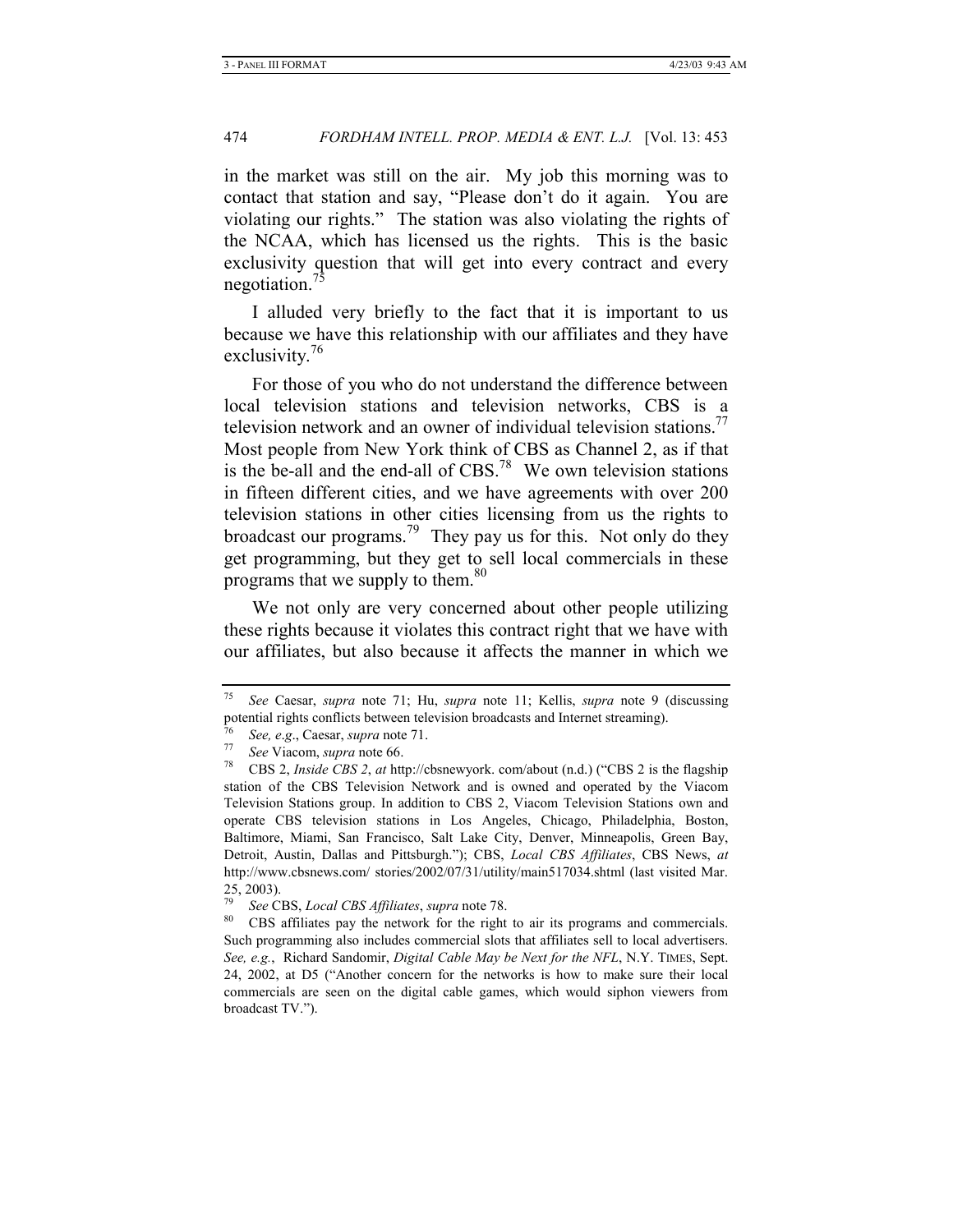in the market was still on the air. My job this morning was to contact that station and say, "Please don't do it again. You are violating our rights." The station was also violating the rights of the NCAA, which has licensed us the rights. This is the basic exclusivity question that will get into every contract and every negotiation.[75]

I alluded very briefly to the fact that it is important to us because we have this relationship with our affiliates and they have exclusivity.[76]

For those of you who do not understand the difference between local television stations and television networks, CBS is a television network and an owner of individual television stations.[77] Most people from New York think of CBS as Channel 2, as if that is the be-all and the end-all of CBS.[78] We own television stations in fifteen different cities, and we have agreements with over 200 television stations in other cities licensing from us the rights to broadcast our programs.[79] They pay us for this. Not only do they get programming, but they get to sell local commercials in these programs that we supply to them.[80]

We not only are very concerned about other people utilizing these rights because it violates this contract right that we have with our affiliates, but also because it affects the manner in which we

---

[75] *See* Caesar, *supra* note 71; Hu, *supra* note 11; Kellis, *supra* note 9 (discussing potential rights conflicts between television broadcasts and Internet streaming).

[76] *See, e.g.*, Caesar, *supra* note 71.

[77] *See* Viacom, *supra* note 66.

[78] CBS 2, *Inside CBS 2*, *at* http://cbsnewyork. com/about (n.d.) ("CBS 2 is the flagship station of the CBS Television Network and is owned and operated by the Viacom Television Stations group. In addition to CBS 2, Viacom Television Stations own and operate CBS television stations in Los Angeles, Chicago, Philadelphia, Boston, Baltimore, Miami, San Francisco, Salt Lake City, Denver, Minneapolis, Green Bay, Detroit, Austin, Dallas and Pittsburgh."); CBS, *Local CBS Affiliates*, CBS News, *at* http://www.cbsnews.com/ stories/2002/07/31/utility/main517034.shtml (last visited Mar. 25, 2003).

[79] *See* CBS, *Local CBS Affiliates*, *supra* note 78.

[80] CBS affiliates pay the network for the right to air its programs and commercials. Such programming also includes commercial slots that affiliates sell to local advertisers. *See, e.g.*, Richard Sandomir, *Digital Cable May be Next for the NFL*, N.Y. TIMES, Sept. 24, 2002, at D5 ("Another concern for the networks is how to make sure their local commercials are seen on the digital cable games, which would siphon viewers from broadcast TV.").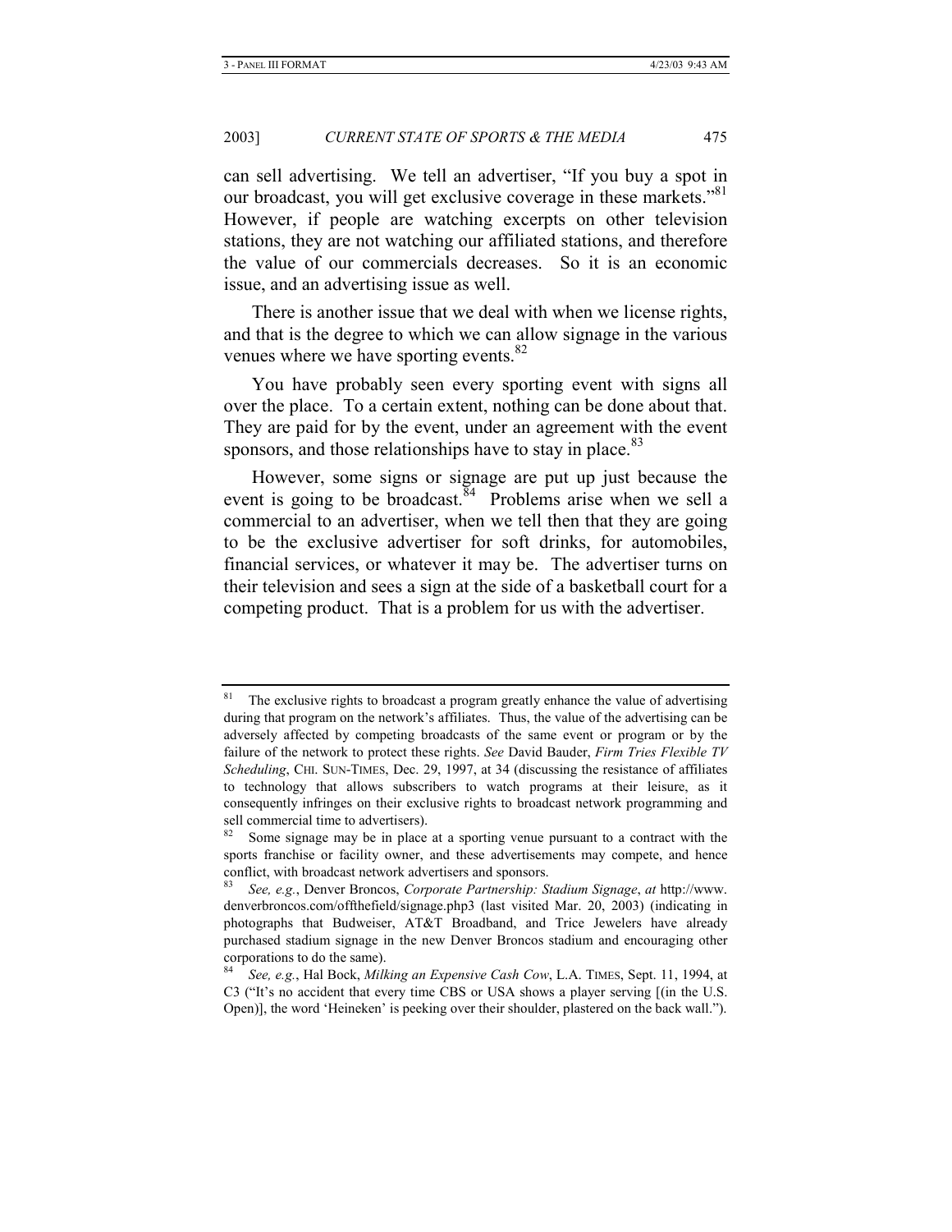can sell advertising. We tell an advertiser, "If you buy a spot in our broadcast, you will get exclusive coverage in these markets."[81] However, if people are watching excerpts on other television stations, they are not watching our affiliated stations, and therefore the value of our commercials decreases. So it is an economic issue, and an advertising issue as well.

There is another issue that we deal with when we license rights, and that is the degree to which we can allow signage in the various venues where we have sporting events.[82]

You have probably seen every sporting event with signs all over the place. To a certain extent, nothing can be done about that. They are paid for by the event, under an agreement with the event sponsors, and those relationships have to stay in place.[83]

However, some signs or signage are put up just because the event is going to be broadcast.[84] Problems arise when we sell a commercial to an advertiser, when we tell then that they are going to be the exclusive advertiser for soft drinks, for automobiles, financial services, or whatever it may be. The advertiser turns on their television and sees a sign at the side of a basketball court for a competing product. That is a problem for us with the advertiser.

---

[81] The exclusive rights to broadcast a program greatly enhance the value of advertising during that program on the network's affiliates. Thus, the value of the advertising can be adversely affected by competing broadcasts of the same event or program or by the failure of the network to protect these rights. *See* David Bauder, *Firm Tries Flexible TV Scheduling*, CHI. SUN-TIMES, Dec. 29, 1997, at 34 (discussing the resistance of affiliates to technology that allows subscribers to watch programs at their leisure, as it consequently infringes on their exclusive rights to broadcast network programming and sell commercial time to advertisers).

[82] Some signage may be in place at a sporting venue pursuant to a contract with the sports franchise or facility owner, and these advertisements may compete, and hence conflict, with broadcast network advertisers and sponsors.

[83] *See, e.g.*, Denver Broncos, *Corporate Partnership: Stadium Signage*, *at* http://www.denverbroncos.com/offthefield/signage.php3 (last visited Mar. 20, 2003) (indicating in photographs that Budweiser, AT&T Broadband, and Trice Jewelers have already purchased stadium signage in the new Denver Broncos stadium and encouraging other corporations to do the same).

[84] *See, e.g.*, Hal Bock, *Milking an Expensive Cash Cow*, L.A. TIMES, Sept. 11, 1994, at C3 ("It's no accident that every time CBS or USA shows a player serving [(in the U.S. Open)], the word 'Heineken' is peeking over their shoulder, plastered on the back wall.").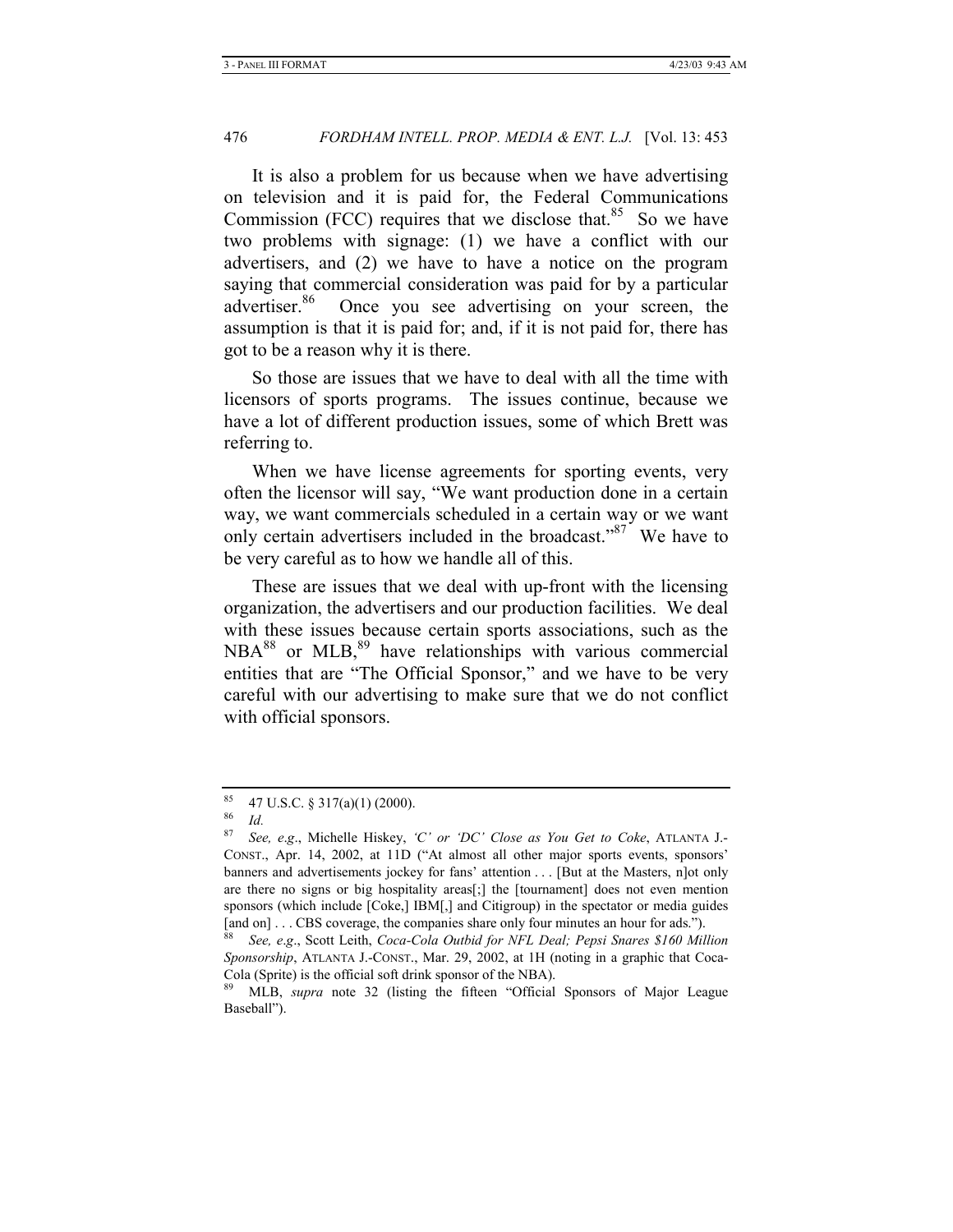It is also a problem for us because when we have advertising on television and it is paid for, the Federal Communications Commission (FCC) requires that we disclose that.[85] So we have two problems with signage: (1) we have a conflict with our advertisers, and (2) we have to have a notice on the program saying that commercial consideration was paid for by a particular advertiser.[86] Once you see advertising on your screen, the assumption is that it is paid for; and, if it is not paid for, there has got to be a reason why it is there.

So those are issues that we have to deal with all the time with licensors of sports programs. The issues continue, because we have a lot of different production issues, some of which Brett was referring to.

When we have license agreements for sporting events, very often the licensor will say, "We want production done in a certain way, we want commercials scheduled in a certain way or we want only certain advertisers included in the broadcast."[87] We have to be very careful as to how we handle all of this.

These are issues that we deal with up-front with the licensing organization, the advertisers and our production facilities. We deal with these issues because certain sports associations, such as the NBA[88] or MLB,[89] have relationships with various commercial entities that are "The Official Sponsor," and we have to be very careful with our advertising to make sure that we do not conflict with official sponsors.

---

[85] 47 U.S.C. § 317(a)(1) (2000).

[86] *Id.*

[87] *See, e.g.*, Michelle Hiskey, *'C' or 'DC' Close as You Get to Coke*, ATLANTA J.-CONST., Apr. 14, 2002, at 11D ("At almost all other major sports events, sponsors' banners and advertisements jockey for fans' attention . . . [But at the Masters, n]ot only are there no signs or big hospitality areas[;] the [tournament] does not even mention sponsors (which include [Coke,] IBM[,] and Citigroup) in the spectator or media guides [and on] . . . CBS coverage, the companies share only four minutes an hour for ads.").

[88] *See, e.g.*, Scott Leith, *Coca-Cola Outbid for NFL Deal; Pepsi Snares $160 Million Sponsorship*, ATLANTA J.-CONST., Mar. 29, 2002, at 1H (noting in a graphic that Coca-Cola (Sprite) is the official soft drink sponsor of the NBA).

[89] MLB, *supra* note 32 (listing the fifteen "Official Sponsors of Major League Baseball").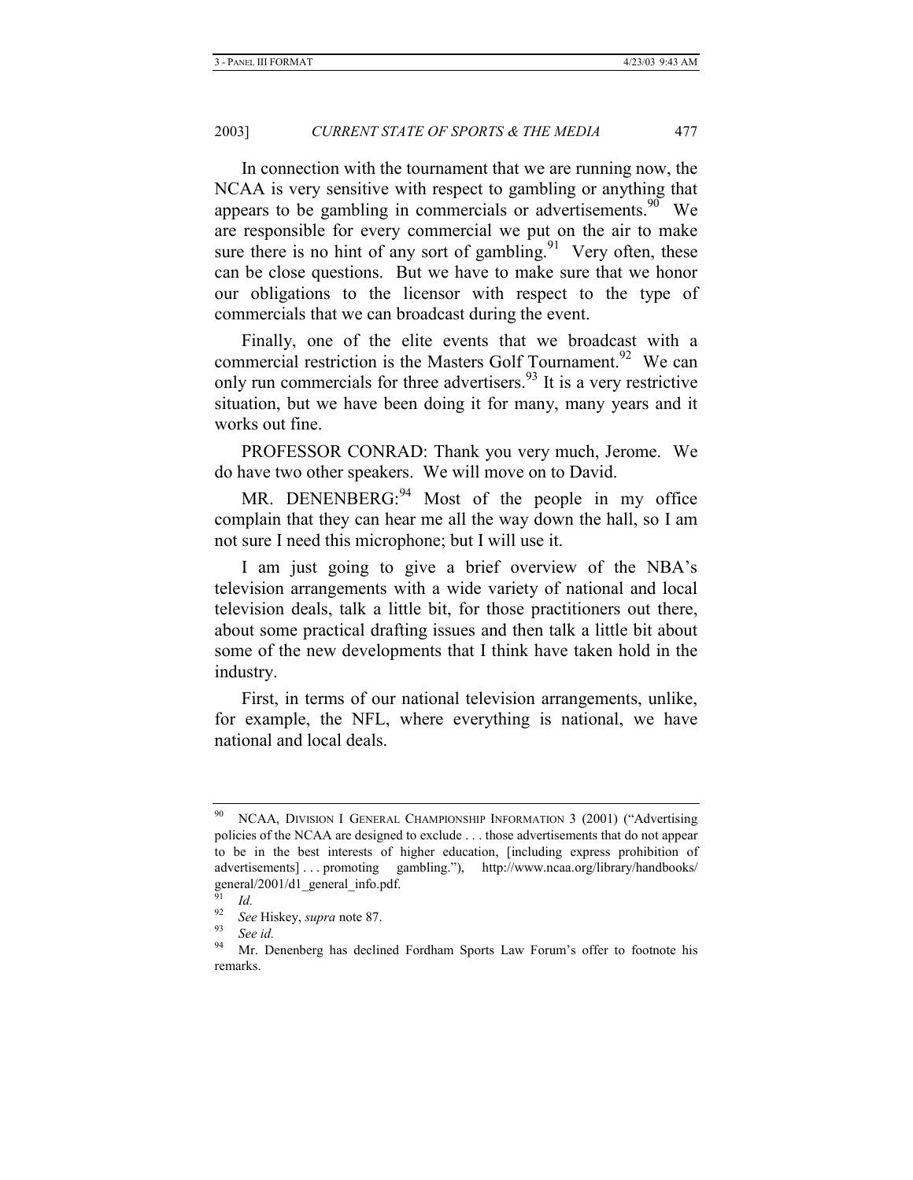In connection with the tournament that we are running now, the NCAA is very sensitive with respect to gambling or anything that appears to be gambling in commercials or advertisements.[90] We are responsible for every commercial we put on the air to make sure there is no hint of any sort of gambling.[91] Very often, these can be close questions. But we have to make sure that we honor our obligations to the licensor with respect to the type of commercials that we can broadcast during the event.

Finally, one of the elite events that we broadcast with a commercial restriction is the Masters Golf Tournament.[92] We can only run commercials for three advertisers.[93] It is a very restrictive situation, but we have been doing it for many, many years and it works out fine.

PROFESSOR CONRAD: Thank you very much, Jerome. We do have two other speakers. We will move on to David.

MR. DENENBERG:[94] Most of the people in my office complain that they can hear me all the way down the hall, so I am not sure I need this microphone; but I will use it.

I am just going to give a brief overview of the NBA's television arrangements with a wide variety of national and local television deals, talk a little bit, for those practitioners out there, about some practical drafting issues and then talk a little bit about some of the new developments that I think have taken hold in the industry.

First, in terms of our national television arrangements, unlike, for example, the NFL, where everything is national, we have national and local deals.

---

[90] NCAA, DIVISION I GENERAL CHAMPIONSHIP INFORMATION 3 (2001) ("Advertising policies of the NCAA are designed to exclude . . . those advertisements that do not appear to be in the best interests of higher education, [including express prohibition of advertisements] . . . promoting gambling."), http://www.ncaa.org/library/handbooks/general/2001/d1_general_info.pdf.

[91] *Id.*

[92] *See* Hiskey, *supra* note 87.

[93] *See id.*

[94] Mr. Denenberg has declined Fordham Sports Law Forum's offer to footnote his remarks.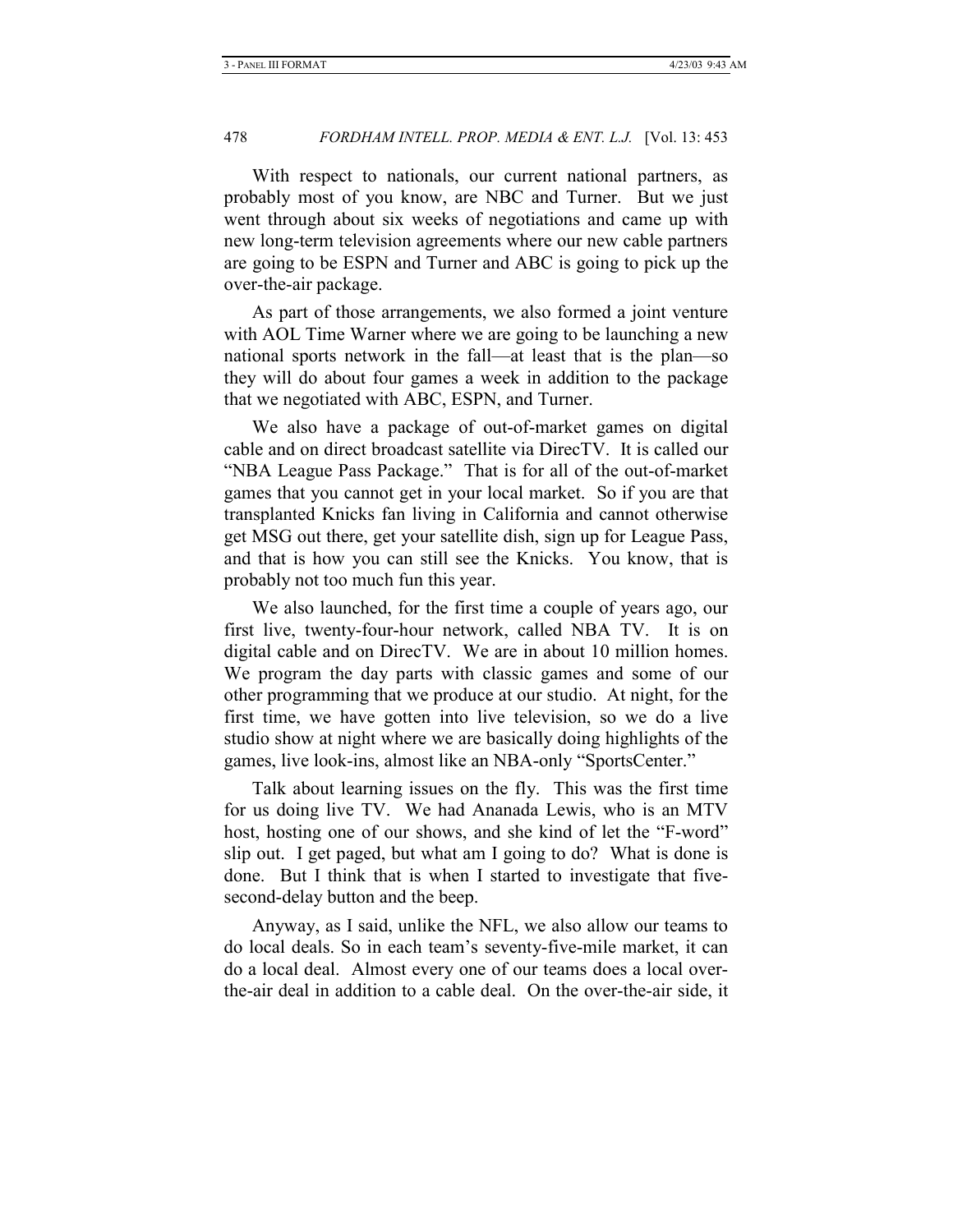With respect to nationals, our current national partners, as probably most of you know, are NBC and Turner. But we just went through about six weeks of negotiations and came up with new long-term television agreements where our new cable partners are going to be ESPN and Turner and ABC is going to pick up the over-the-air package.

As part of those arrangements, we also formed a joint venture with AOL Time Warner where we are going to be launching a new national sports network in the fall—at least that is the plan—so they will do about four games a week in addition to the package that we negotiated with ABC, ESPN, and Turner.

We also have a package of out-of-market games on digital cable and on direct broadcast satellite via DirecTV. It is called our "NBA League Pass Package." That is for all of the out-of-market games that you cannot get in your local market. So if you are that transplanted Knicks fan living in California and cannot otherwise get MSG out there, get your satellite dish, sign up for League Pass, and that is how you can still see the Knicks. You know, that is probably not too much fun this year.

We also launched, for the first time a couple of years ago, our first live, twenty-four-hour network, called NBA TV. It is on digital cable and on DirecTV. We are in about 10 million homes. We program the day parts with classic games and some of our other programming that we produce at our studio. At night, for the first time, we have gotten into live television, so we do a live studio show at night where we are basically doing highlights of the games, live look-ins, almost like an NBA-only "SportsCenter."

Talk about learning issues on the fly. This was the first time for us doing live TV. We had Ananada Lewis, who is an MTV host, hosting one of our shows, and she kind of let the "F-word" slip out. I get paged, but what am I going to do? What is done is done. But I think that is when I started to investigate that five-second-delay button and the beep.

Anyway, as I said, unlike the NFL, we also allow our teams to do local deals. So in each team's seventy-five-mile market, it can do a local deal. Almost every one of our teams does a local over-the-air deal in addition to a cable deal. On the over-the-air side, it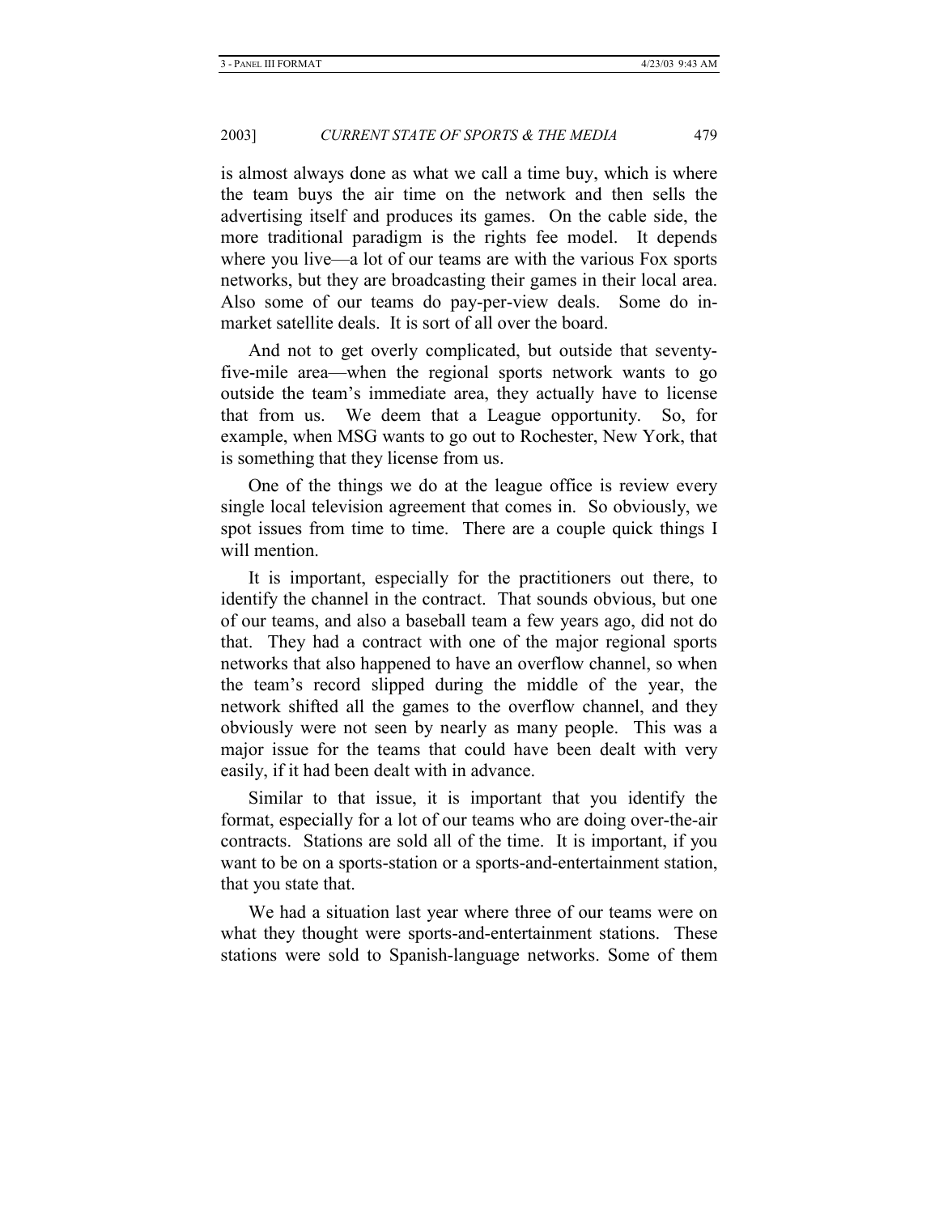is almost always done as what we call a time buy, which is where the team buys the air time on the network and then sells the advertising itself and produces its games. On the cable side, the more traditional paradigm is the rights fee model. It depends where you live—a lot of our teams are with the various Fox sports networks, but they are broadcasting their games in their local area. Also some of our teams do pay-per-view deals. Some do in-market satellite deals. It is sort of all over the board.

And not to get overly complicated, but outside that seventy-five-mile area—when the regional sports network wants to go outside the team's immediate area, they actually have to license that from us. We deem that a League opportunity. So, for example, when MSG wants to go out to Rochester, New York, that is something that they license from us.

One of the things we do at the league office is review every single local television agreement that comes in. So obviously, we spot issues from time to time. There are a couple quick things I will mention.

It is important, especially for the practitioners out there, to identify the channel in the contract. That sounds obvious, but one of our teams, and also a baseball team a few years ago, did not do that. They had a contract with one of the major regional sports networks that also happened to have an overflow channel, so when the team's record slipped during the middle of the year, the network shifted all the games to the overflow channel, and they obviously were not seen by nearly as many people. This was a major issue for the teams that could have been dealt with very easily, if it had been dealt with in advance.

Similar to that issue, it is important that you identify the format, especially for a lot of our teams who are doing over-the-air contracts. Stations are sold all of the time. It is important, if you want to be on a sports-station or a sports-and-entertainment station, that you state that.

We had a situation last year where three of our teams were on what they thought were sports-and-entertainment stations. These stations were sold to Spanish-language networks. Some of them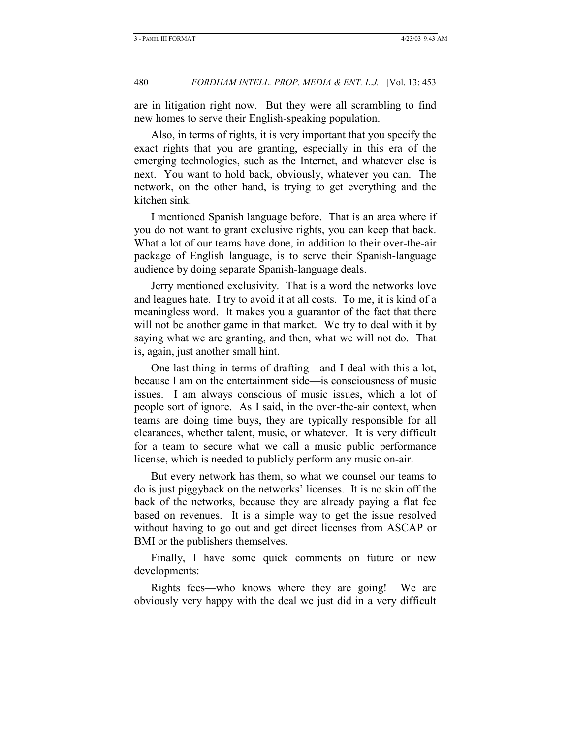are in litigation right now. But they were all scrambling to find new homes to serve their English-speaking population.

Also, in terms of rights, it is very important that you specify the exact rights that you are granting, especially in this era of the emerging technologies, such as the Internet, and whatever else is next. You want to hold back, obviously, whatever you can. The network, on the other hand, is trying to get everything and the kitchen sink.

I mentioned Spanish language before. That is an area where if you do not want to grant exclusive rights, you can keep that back. What a lot of our teams have done, in addition to their over-the-air package of English language, is to serve their Spanish-language audience by doing separate Spanish-language deals.

Jerry mentioned exclusivity. That is a word the networks love and leagues hate. I try to avoid it at all costs. To me, it is kind of a meaningless word. It makes you a guarantor of the fact that there will not be another game in that market. We try to deal with it by saying what we are granting, and then, what we will not do. That is, again, just another small hint.

One last thing in terms of drafting—and I deal with this a lot, because I am on the entertainment side—is consciousness of music issues. I am always conscious of music issues, which a lot of people sort of ignore. As I said, in the over-the-air context, when teams are doing time buys, they are typically responsible for all clearances, whether talent, music, or whatever. It is very difficult for a team to secure what we call a music public performance license, which is needed to publicly perform any music on-air.

But every network has them, so what we counsel our teams to do is just piggyback on the networks' licenses. It is no skin off the back of the networks, because they are already paying a flat fee based on revenues. It is a simple way to get the issue resolved without having to go out and get direct licenses from ASCAP or BMI or the publishers themselves.

Finally, I have some quick comments on future or new developments:

Rights fees—who knows where they are going! We are obviously very happy with the deal we just did in a very difficult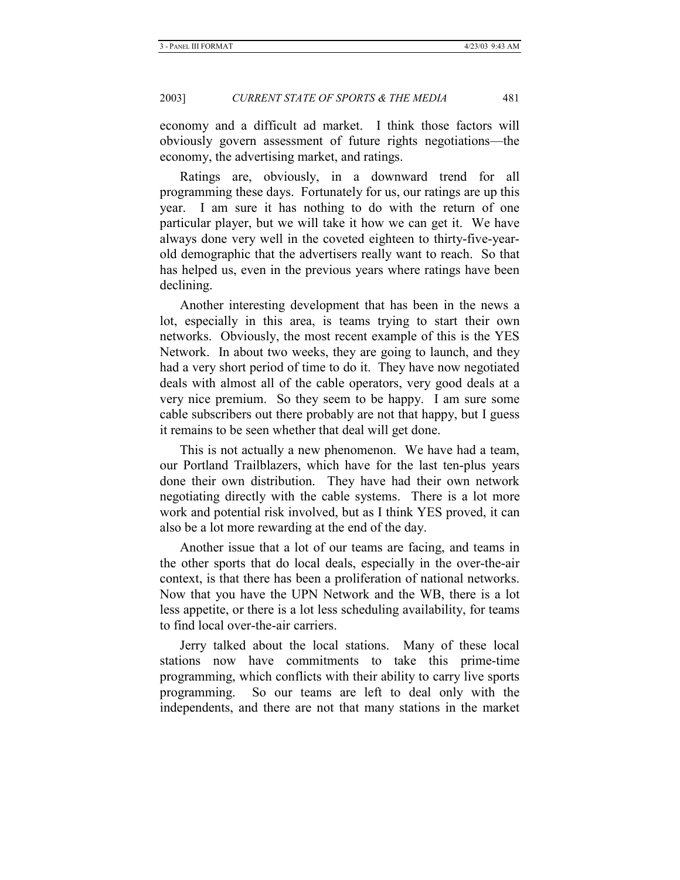economy and a difficult ad market. I think those factors will obviously govern assessment of future rights negotiations—the economy, the advertising market, and ratings.

Ratings are, obviously, in a downward trend for all programming these days. Fortunately for us, our ratings are up this year. I am sure it has nothing to do with the return of one particular player, but we will take it how we can get it. We have always done very well in the coveted eighteen to thirty-five-year-old demographic that the advertisers really want to reach. So that has helped us, even in the previous years where ratings have been declining.

Another interesting development that has been in the news a lot, especially in this area, is teams trying to start their own networks. Obviously, the most recent example of this is the YES Network. In about two weeks, they are going to launch, and they had a very short period of time to do it. They have now negotiated deals with almost all of the cable operators, very good deals at a very nice premium. So they seem to be happy. I am sure some cable subscribers out there probably are not that happy, but I guess it remains to be seen whether that deal will get done.

This is not actually a new phenomenon. We have had a team, our Portland Trailblazers, which have for the last ten-plus years done their own distribution. They have had their own network negotiating directly with the cable systems. There is a lot more work and potential risk involved, but as I think YES proved, it can also be a lot more rewarding at the end of the day.

Another issue that a lot of our teams are facing, and teams in the other sports that do local deals, especially in the over-the-air context, is that there has been a proliferation of national networks. Now that you have the UPN Network and the WB, there is a lot less appetite, or there is a lot less scheduling availability, for teams to find local over-the-air carriers.

Jerry talked about the local stations. Many of these local stations now have commitments to take this prime-time programming, which conflicts with their ability to carry live sports programming. So our teams are left to deal only with the independents, and there are not that many stations in the market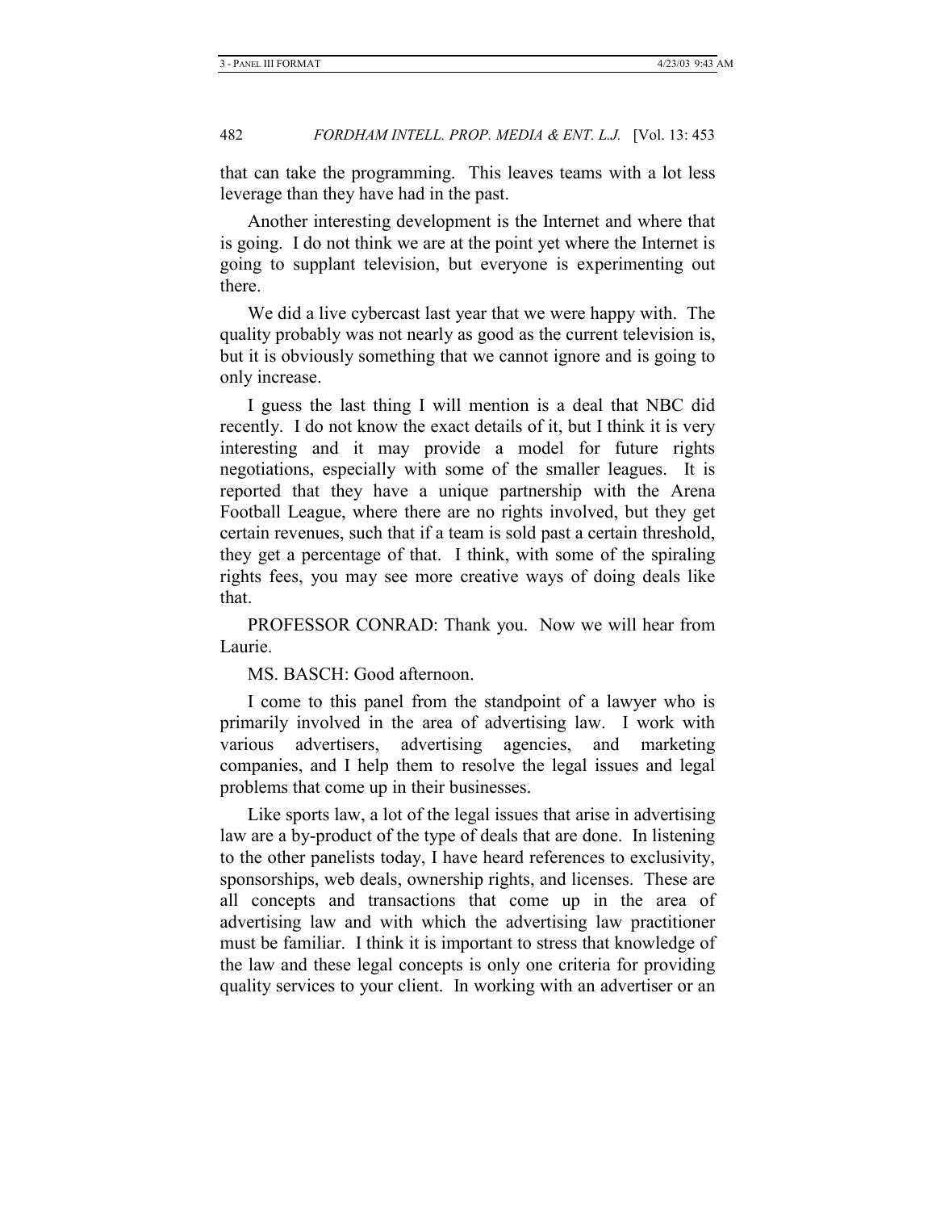that can take the programming. This leaves teams with a lot less leverage than they have had in the past.

Another interesting development is the Internet and where that is going. I do not think we are at the point yet where the Internet is going to supplant television, but everyone is experimenting out there.

We did a live cybercast last year that we were happy with. The quality probably was not nearly as good as the current television is, but it is obviously something that we cannot ignore and is going to only increase.

I guess the last thing I will mention is a deal that NBC did recently. I do not know the exact details of it, but I think it is very interesting and it may provide a model for future rights negotiations, especially with some of the smaller leagues. It is reported that they have a unique partnership with the Arena Football League, where there are no rights involved, but they get certain revenues, such that if a team is sold past a certain threshold, they get a percentage of that. I think, with some of the spiraling rights fees, you may see more creative ways of doing deals like that.

PROFESSOR CONRAD: Thank you. Now we will hear from Laurie.

MS. BASCH: Good afternoon.

I come to this panel from the standpoint of a lawyer who is primarily involved in the area of advertising law. I work with various advertisers, advertising agencies, and marketing companies, and I help them to resolve the legal issues and legal problems that come up in their businesses.

Like sports law, a lot of the legal issues that arise in advertising law are a by-product of the type of deals that are done. In listening to the other panelists today, I have heard references to exclusivity, sponsorships, web deals, ownership rights, and licenses. These are all concepts and transactions that come up in the area of advertising law and with which the advertising law practitioner must be familiar. I think it is important to stress that knowledge of the law and these legal concepts is only one criteria for providing quality services to your client. In working with an advertiser or an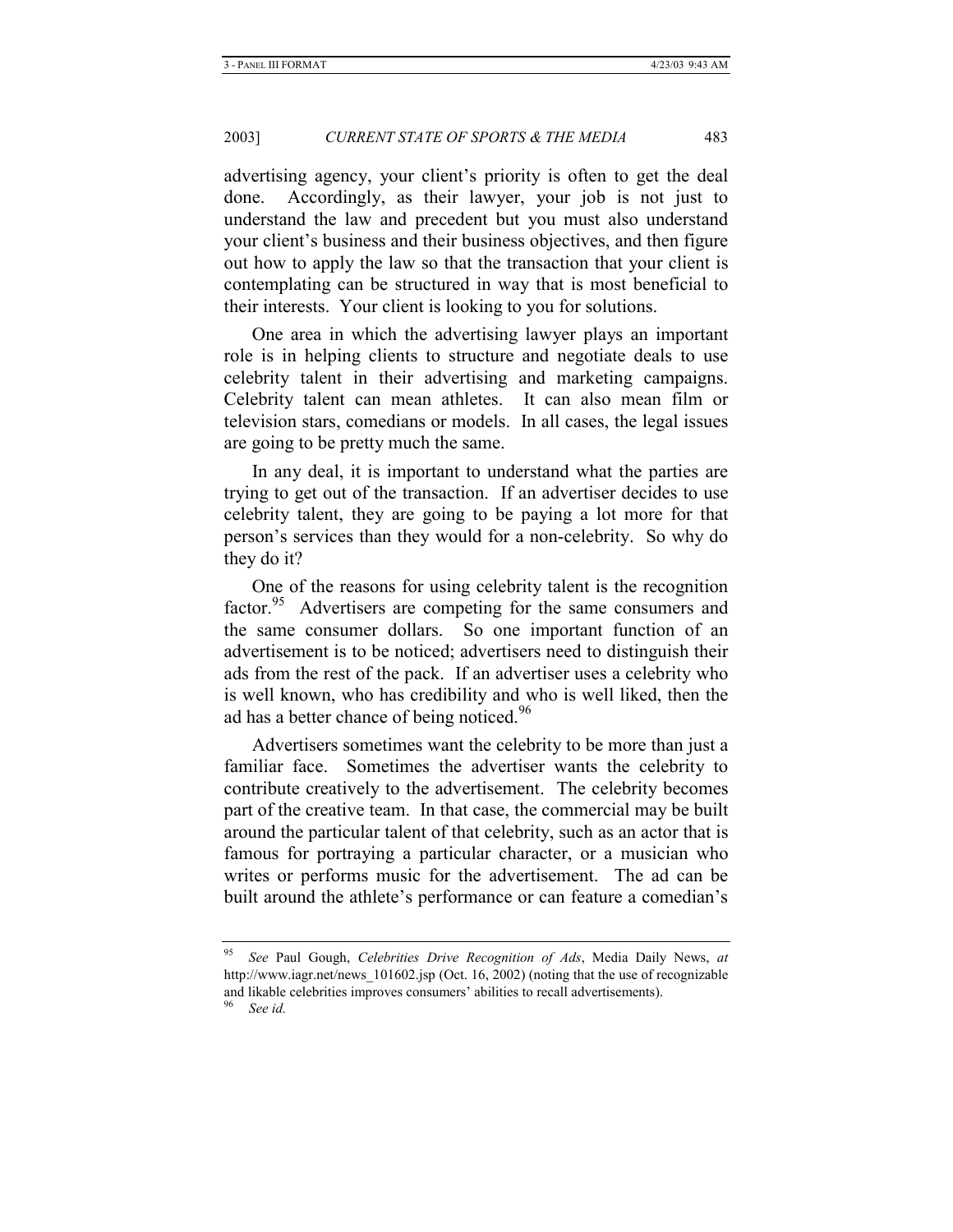advertising agency, your client's priority is often to get the deal done. Accordingly, as their lawyer, your job is not just to understand the law and precedent but you must also understand your client's business and their business objectives, and then figure out how to apply the law so that the transaction that your client is contemplating can be structured in way that is most beneficial to their interests. Your client is looking to you for solutions.

One area in which the advertising lawyer plays an important role is in helping clients to structure and negotiate deals to use celebrity talent in their advertising and marketing campaigns. Celebrity talent can mean athletes. It can also mean film or television stars, comedians or models. In all cases, the legal issues are going to be pretty much the same.

In any deal, it is important to understand what the parties are trying to get out of the transaction. If an advertiser decides to use celebrity talent, they are going to be paying a lot more for that person's services than they would for a non-celebrity. So why do they do it?

One of the reasons for using celebrity talent is the recognition factor.[95] Advertisers are competing for the same consumers and the same consumer dollars. So one important function of an advertisement is to be noticed; advertisers need to distinguish their ads from the rest of the pack. If an advertiser uses a celebrity who is well known, who has credibility and who is well liked, then the ad has a better chance of being noticed.[96]

Advertisers sometimes want the celebrity to be more than just a familiar face. Sometimes the advertiser wants the celebrity to contribute creatively to the advertisement. The celebrity becomes part of the creative team. In that case, the commercial may be built around the particular talent of that celebrity, such as an actor that is famous for portraying a particular character, or a musician who writes or performs music for the advertisement. The ad can be built around the athlete's performance or can feature a comedian's

---

[95] *See* Paul Gough, *Celebrities Drive Recognition of Ads*, Media Daily News, *at* http://www.iagr.net/news_101602.jsp (Oct. 16, 2002) (noting that the use of recognizable and likable celebrities improves consumers' abilities to recall advertisements).

[96] *See id.*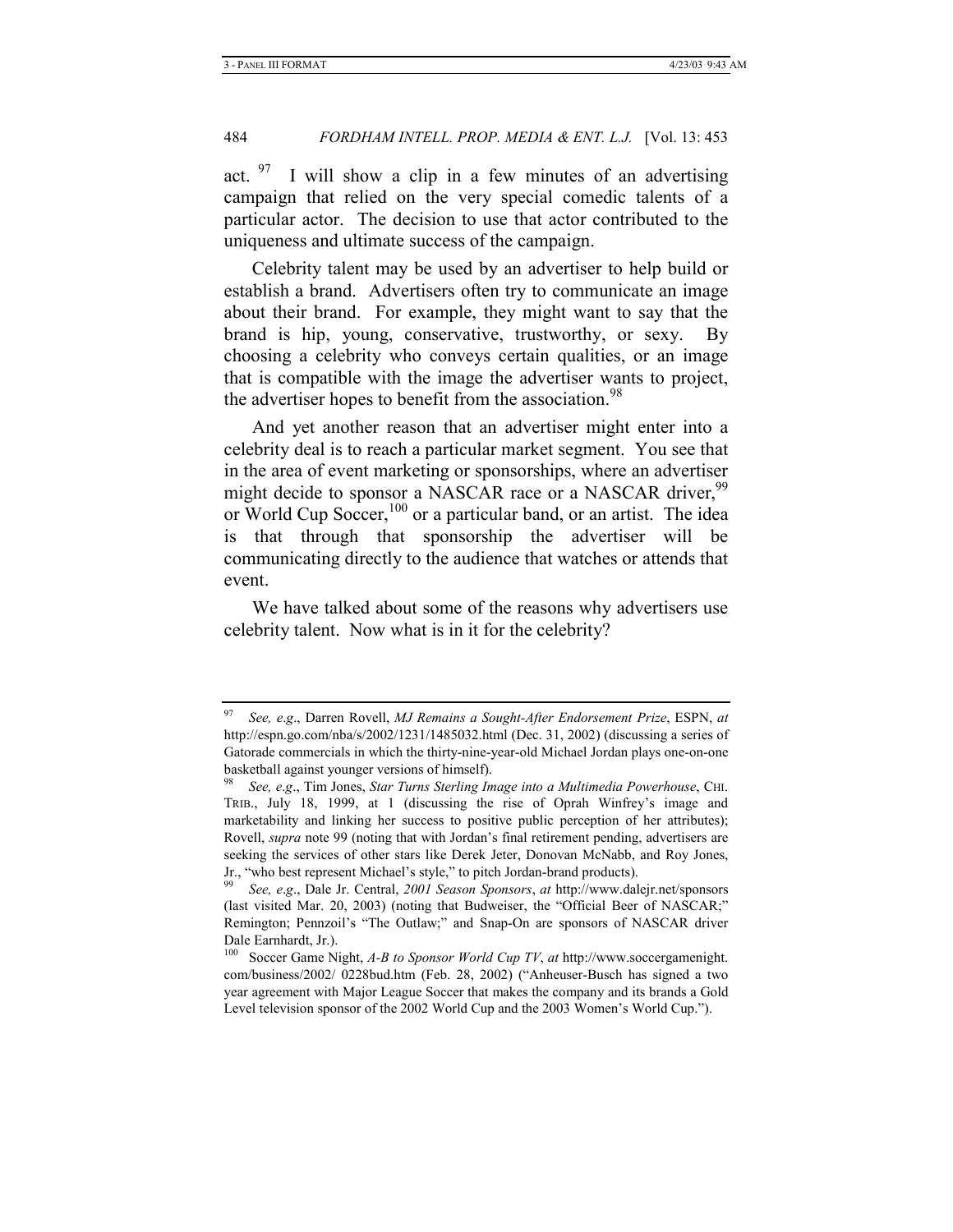act. [97] I will show a clip in a few minutes of an advertising campaign that relied on the very special comedic talents of a particular actor. The decision to use that actor contributed to the uniqueness and ultimate success of the campaign.

Celebrity talent may be used by an advertiser to help build or establish a brand. Advertisers often try to communicate an image about their brand. For example, they might want to say that the brand is hip, young, conservative, trustworthy, or sexy. By choosing a celebrity who conveys certain qualities, or an image that is compatible with the image the advertiser wants to project, the advertiser hopes to benefit from the association.[98]

And yet another reason that an advertiser might enter into a celebrity deal is to reach a particular market segment. You see that in the area of event marketing or sponsorships, where an advertiser might decide to sponsor a NASCAR race or a NASCAR driver,[99] or World Cup Soccer,[100] or a particular band, or an artist. The idea is that through that sponsorship the advertiser will be communicating directly to the audience that watches or attends that event.

We have talked about some of the reasons why advertisers use celebrity talent. Now what is in it for the celebrity?

---

[97] *See, e.g*., Darren Rovell, *MJ Remains a Sought-After Endorsement Prize*, ESPN, *at* http://espn.go.com/nba/s/2002/1231/1485032.html (Dec. 31, 2002) (discussing a series of Gatorade commercials in which the thirty-nine-year-old Michael Jordan plays one-on-one basketball against younger versions of himself).

[98] *See, e.g*., Tim Jones, *Star Turns Sterling Image into a Multimedia Powerhouse*, CHI. TRIB., July 18, 1999, at 1 (discussing the rise of Oprah Winfrey's image and marketability and linking her success to positive public perception of her attributes); Rovell, *supra* note 99 (noting that with Jordan's final retirement pending, advertisers are seeking the services of other stars like Derek Jeter, Donovan McNabb, and Roy Jones, Jr., "who best represent Michael's style," to pitch Jordan-brand products).

[99] *See, e.g*., Dale Jr. Central, *2001 Season Sponsors*, *at* http://www.dalejr.net/sponsors (last visited Mar. 20, 2003) (noting that Budweiser, the "Official Beer of NASCAR;" Remington; Pennzoil's "The Outlaw;" and Snap-On are sponsors of NASCAR driver Dale Earnhardt, Jr.).

[100] Soccer Game Night, *A-B to Sponsor World Cup TV*, *at* http://www.soccergamenight.com/business/2002/ 0228bud.htm (Feb. 28, 2002) ("Anheuser-Busch has signed a two year agreement with Major League Soccer that makes the company and its brands a Gold Level television sponsor of the 2002 World Cup and the 2003 Women's World Cup.").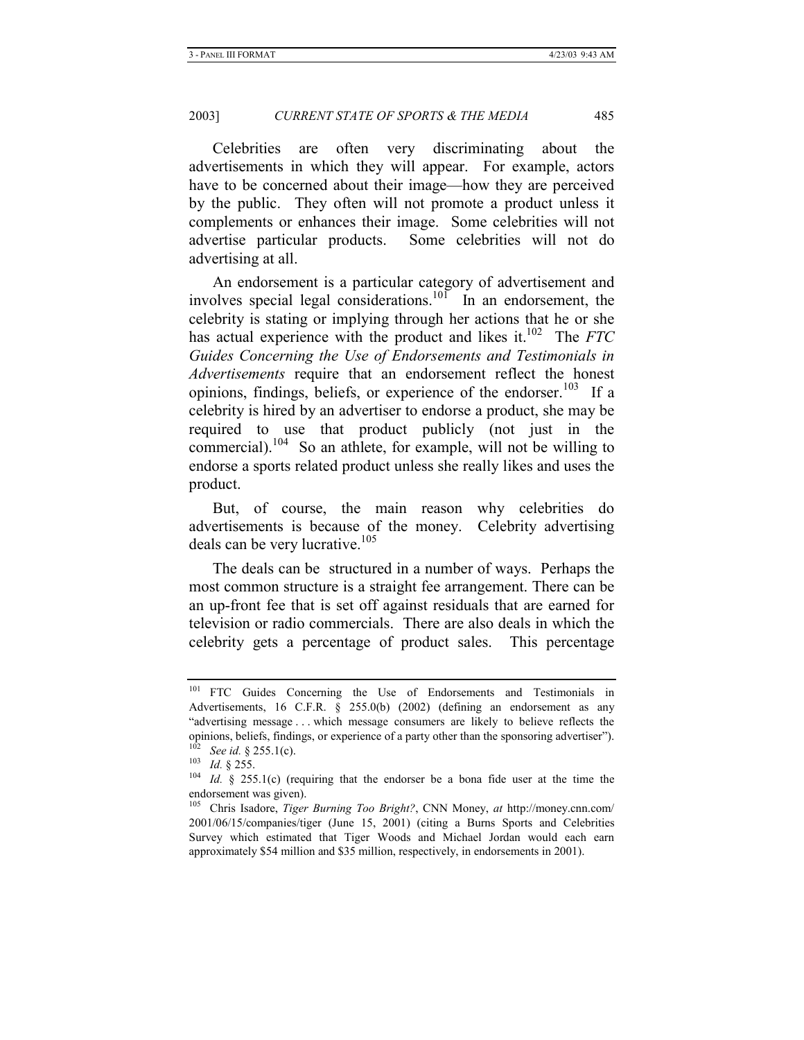Celebrities are often very discriminating about the advertisements in which they will appear. For example, actors have to be concerned about their image—how they are perceived by the public. They often will not promote a product unless it complements or enhances their image. Some celebrities will not advertise particular products. Some celebrities will not do advertising at all.

An endorsement is a particular category of advertisement and involves special legal considerations.[101] In an endorsement, the celebrity is stating or implying through her actions that he or she has actual experience with the product and likes it.[102] The *FTC Guides Concerning the Use of Endorsements and Testimonials in Advertisements* require that an endorsement reflect the honest opinions, findings, beliefs, or experience of the endorser.[103] If a celebrity is hired by an advertiser to endorse a product, she may be required to use that product publicly (not just in the commercial).[104] So an athlete, for example, will not be willing to endorse a sports related product unless she really likes and uses the product.

But, of course, the main reason why celebrities do advertisements is because of the money. Celebrity advertising deals can be very lucrative.[105]

The deals can be structured in a number of ways. Perhaps the most common structure is a straight fee arrangement. There can be an up-front fee that is set off against residuals that are earned for television or radio commercials. There are also deals in which the celebrity gets a percentage of product sales. This percentage

---

[101] FTC Guides Concerning the Use of Endorsements and Testimonials in Advertisements, 16 C.F.R. § 255.0(b) (2002) (defining an endorsement as any "advertising message . . . which message consumers are likely to believe reflects the opinions, beliefs, findings, or experience of a party other than the sponsoring advertiser").

[102] *See id.* § 255.1(c).

[103] *Id.* § 255.

[104] *Id.* § 255.1(c) (requiring that the endorser be a bona fide user at the time the endorsement was given).

[105] Chris Isadore, *Tiger Burning Too Bright?*, CNN Money, *at* http://money.cnn.com/2001/06/15/companies/tiger (June 15, 2001) (citing a Burns Sports and Celebrities Survey which estimated that Tiger Woods and Michael Jordan would each earn approximately $54 million and $35 million, respectively, in endorsements in 2001).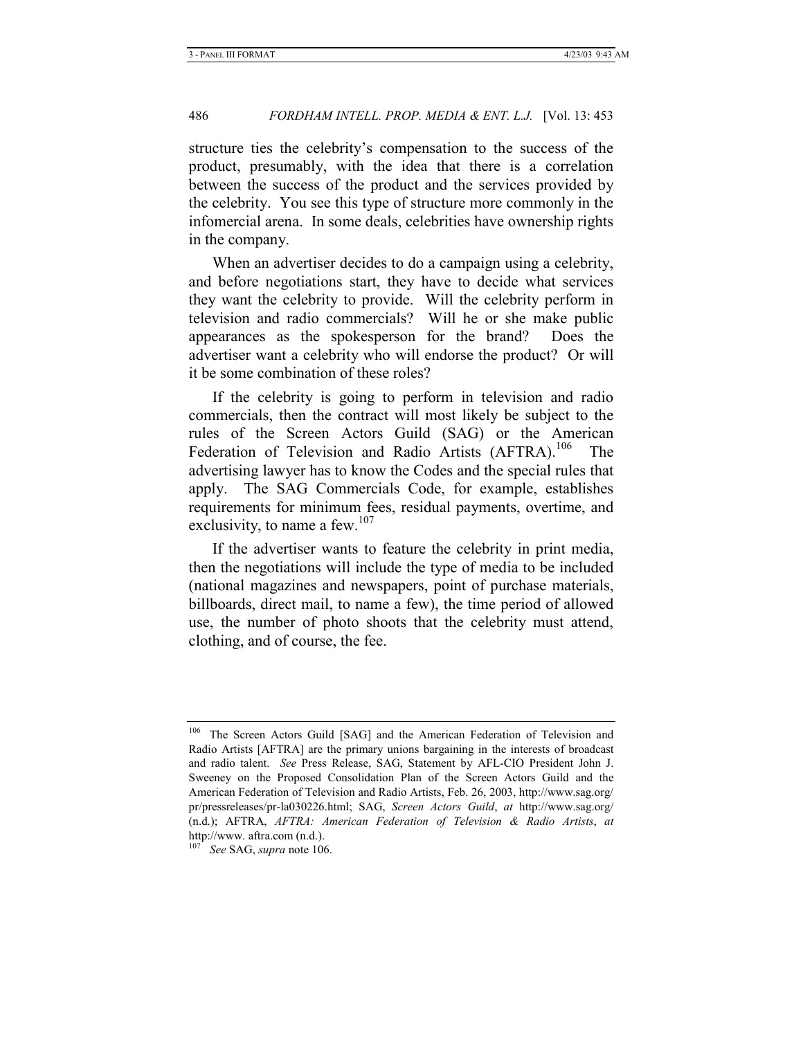structure ties the celebrity's compensation to the success of the product, presumably, with the idea that there is a correlation between the success of the product and the services provided by the celebrity. You see this type of structure more commonly in the infomercial arena. In some deals, celebrities have ownership rights in the company.

When an advertiser decides to do a campaign using a celebrity, and before negotiations start, they have to decide what services they want the celebrity to provide. Will the celebrity perform in television and radio commercials? Will he or she make public appearances as the spokesperson for the brand? Does the advertiser want a celebrity who will endorse the product? Or will it be some combination of these roles?

If the celebrity is going to perform in television and radio commercials, then the contract will most likely be subject to the rules of the Screen Actors Guild (SAG) or the American Federation of Television and Radio Artists (AFTRA).[106] The advertising lawyer has to know the Codes and the special rules that apply. The SAG Commercials Code, for example, establishes requirements for minimum fees, residual payments, overtime, and exclusivity, to name a few.[107]

If the advertiser wants to feature the celebrity in print media, then the negotiations will include the type of media to be included (national magazines and newspapers, point of purchase materials, billboards, direct mail, to name a few), the time period of allowed use, the number of photo shoots that the celebrity must attend, clothing, and of course, the fee.

---

[106] The Screen Actors Guild [SAG] and the American Federation of Television and Radio Artists [AFTRA] are the primary unions bargaining in the interests of broadcast and radio talent. *See* Press Release, SAG, Statement by AFL-CIO President John J. Sweeney on the Proposed Consolidation Plan of the Screen Actors Guild and the American Federation of Television and Radio Artists, Feb. 26, 2003, http://www.sag.org/pr/pressreleases/pr-la030226.html; SAG, *Screen Actors Guild*, *at* http://www.sag.org/ (n.d.); AFTRA, *AFTRA: American Federation of Television & Radio Artists*, *at* http://www. aftra.com (n.d.).

[107] *See* SAG, *supra* note 106.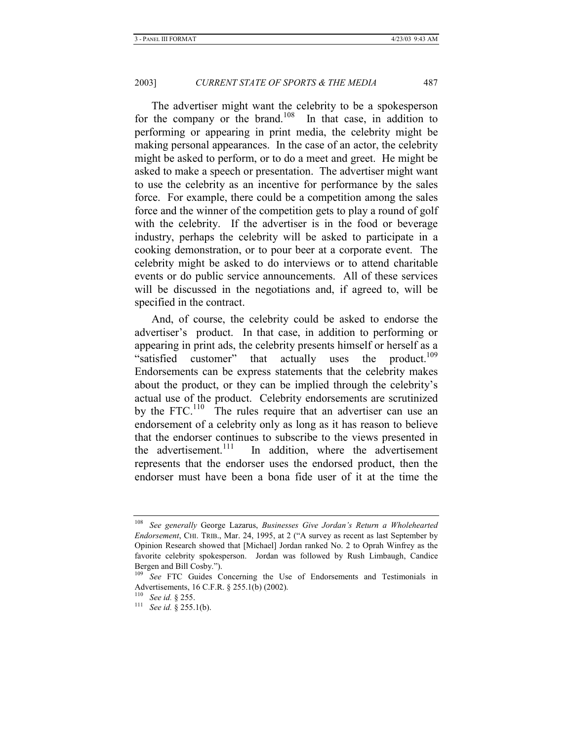The advertiser might want the celebrity to be a spokesperson for the company or the brand.[108] In that case, in addition to performing or appearing in print media, the celebrity might be making personal appearances. In the case of an actor, the celebrity might be asked to perform, or to do a meet and greet. He might be asked to make a speech or presentation. The advertiser might want to use the celebrity as an incentive for performance by the sales force. For example, there could be a competition among the sales force and the winner of the competition gets to play a round of golf with the celebrity. If the advertiser is in the food or beverage industry, perhaps the celebrity will be asked to participate in a cooking demonstration, or to pour beer at a corporate event. The celebrity might be asked to do interviews or to attend charitable events or do public service announcements. All of these services will be discussed in the negotiations and, if agreed to, will be specified in the contract.

And, of course, the celebrity could be asked to endorse the advertiser's product. In that case, in addition to performing or appearing in print ads, the celebrity presents himself or herself as a "satisfied customer" that actually uses the product.[109] Endorsements can be express statements that the celebrity makes about the product, or they can be implied through the celebrity's actual use of the product. Celebrity endorsements are scrutinized by the FTC.[110] The rules require that an advertiser can use an endorsement of a celebrity only as long as it has reason to believe that the endorser continues to subscribe to the views presented in the advertisement.[111] In addition, where the advertisement represents that the endorser uses the endorsed product, then the endorser must have been a bona fide user of it at the time the

---

[108] *See generally* George Lazarus, *Businesses Give Jordan's Return a Wholehearted Endorsement*, CHI. TRIB., Mar. 24, 1995, at 2 ("A survey as recent as last September by Opinion Research showed that [Michael] Jordan ranked No. 2 to Oprah Winfrey as the favorite celebrity spokesperson. Jordan was followed by Rush Limbaugh, Candice Bergen and Bill Cosby.").

[109] *See* FTC Guides Concerning the Use of Endorsements and Testimonials in Advertisements, 16 C.F.R. § 255.1(b) (2002).

[110] *See id.* § 255.

[111] *See id.* § 255.1(b).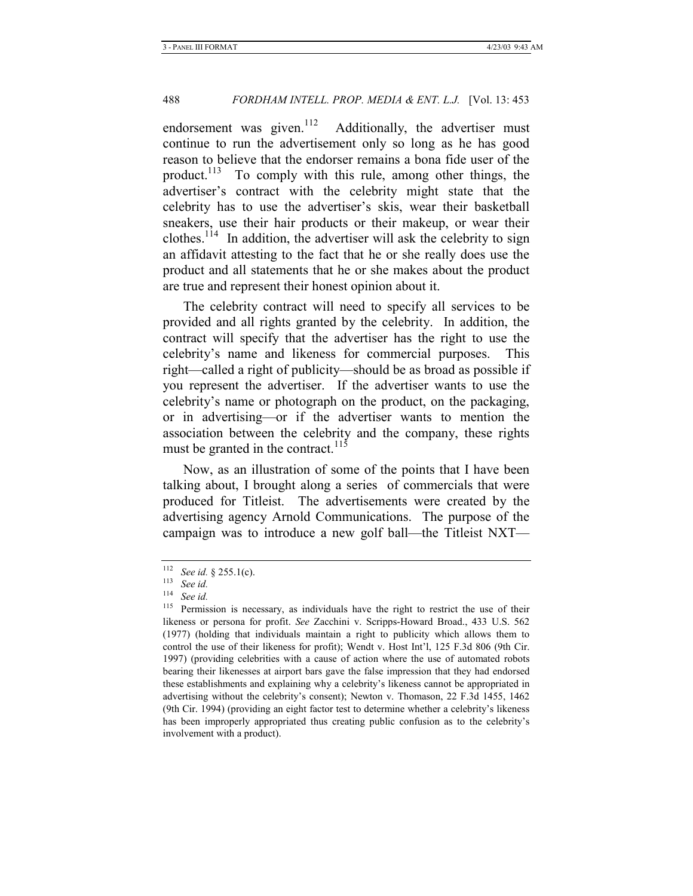endorsement was given.[112] Additionally, the advertiser must continue to run the advertisement only so long as he has good reason to believe that the endorser remains a bona fide user of the product.[113] To comply with this rule, among other things, the advertiser's contract with the celebrity might state that the celebrity has to use the advertiser's skis, wear their basketball sneakers, use their hair products or their makeup, or wear their clothes.[114] In addition, the advertiser will ask the celebrity to sign an affidavit attesting to the fact that he or she really does use the product and all statements that he or she makes about the product are true and represent their honest opinion about it.

The celebrity contract will need to specify all services to be provided and all rights granted by the celebrity. In addition, the contract will specify that the advertiser has the right to use the celebrity's name and likeness for commercial purposes. This right—called a right of publicity—should be as broad as possible if you represent the advertiser. If the advertiser wants to use the celebrity's name or photograph on the product, on the packaging, or in advertising—or if the advertiser wants to mention the association between the celebrity and the company, these rights must be granted in the contract.[115]

Now, as an illustration of some of the points that I have been talking about, I brought along a series of commercials that were produced for Titleist. The advertisements were created by the advertising agency Arnold Communications. The purpose of the campaign was to introduce a new golf ball—the Titleist NXT—

---

[112] *See id.* § 255.1(c).

[113] *See id.*

[114] *See id.*

[115] Permission is necessary, as individuals have the right to restrict the use of their likeness or persona for profit. *See* Zacchini v. Scripps-Howard Broad., 433 U.S. 562 (1977) (holding that individuals maintain a right to publicity which allows them to control the use of their likeness for profit); Wendt v. Host Int'l, 125 F.3d 806 (9th Cir. 1997) (providing celebrities with a cause of action where the use of automated robots bearing their likenesses at airport bars gave the false impression that they had endorsed these establishments and explaining why a celebrity's likeness cannot be appropriated in advertising without the celebrity's consent); Newton v. Thomason, 22 F.3d 1455, 1462 (9th Cir. 1994) (providing an eight factor test to determine whether a celebrity's likeness has been improperly appropriated thus creating public confusion as to the celebrity's involvement with a product).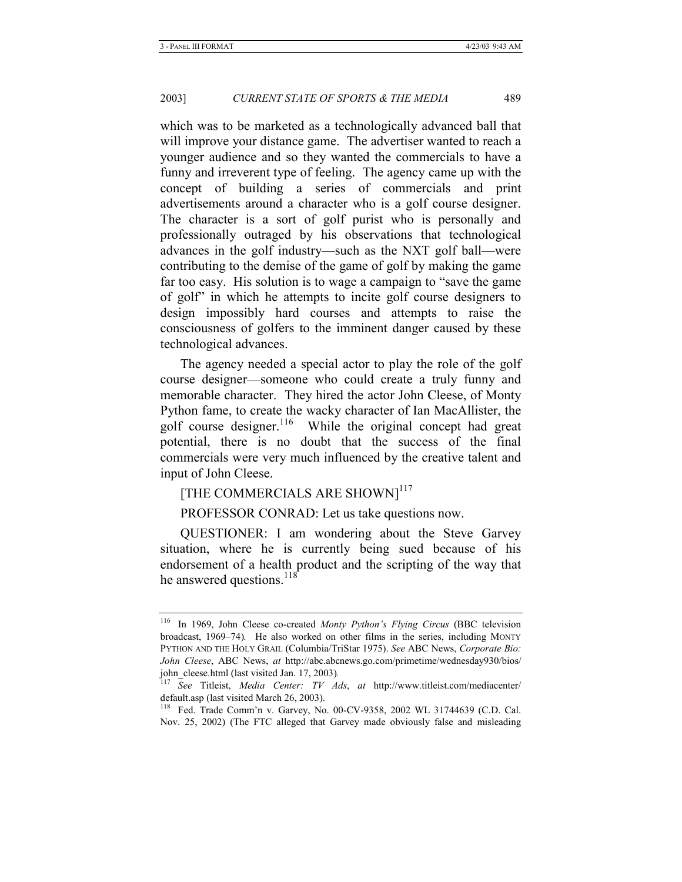which was to be marketed as a technologically advanced ball that will improve your distance game. The advertiser wanted to reach a younger audience and so they wanted the commercials to have a funny and irreverent type of feeling. The agency came up with the concept of building a series of commercials and print advertisements around a character who is a golf course designer. The character is a sort of golf purist who is personally and professionally outraged by his observations that technological advances in the golf industry—such as the NXT golf ball—were contributing to the demise of the game of golf by making the game far too easy. His solution is to wage a campaign to "save the game of golf" in which he attempts to incite golf course designers to design impossibly hard courses and attempts to raise the consciousness of golfers to the imminent danger caused by these technological advances.

The agency needed a special actor to play the role of the golf course designer—someone who could create a truly funny and memorable character. They hired the actor John Cleese, of Monty Python fame, to create the wacky character of Ian MacAllister, the golf course designer.[116] While the original concept had great potential, there is no doubt that the success of the final commercials were very much influenced by the creative talent and input of John Cleese.

[THE COMMERCIALS ARE SHOWN][117]

PROFESSOR CONRAD: Let us take questions now.

QUESTIONER: I am wondering about the Steve Garvey situation, where he is currently being sued because of his endorsement of a health product and the scripting of the way that he answered questions.[118]

---

[116] In 1969, John Cleese co-created *Monty Python's Flying Circus* (BBC television broadcast, 1969–74). He also worked on other films in the series, including MONTY PYTHON AND THE HOLY GRAIL (Columbia/TriStar 1975). *See* ABC News, *Corporate Bio: John Cleese*, ABC News, *at* http://abc.abcnews.go.com/primetime/wednesday930/bios/john_cleese.html (last visited Jan. 17, 2003).

[117] *See* Titleist, *Media Center: TV Ads*, *at* http://www.titleist.com/mediacenter/default.asp (last visited March 26, 2003).

[118] Fed. Trade Comm'n v. Garvey, No. 00-CV-9358, 2002 WL 31744639 (C.D. Cal. Nov. 25, 2002) (The FTC alleged that Garvey made obviously false and misleading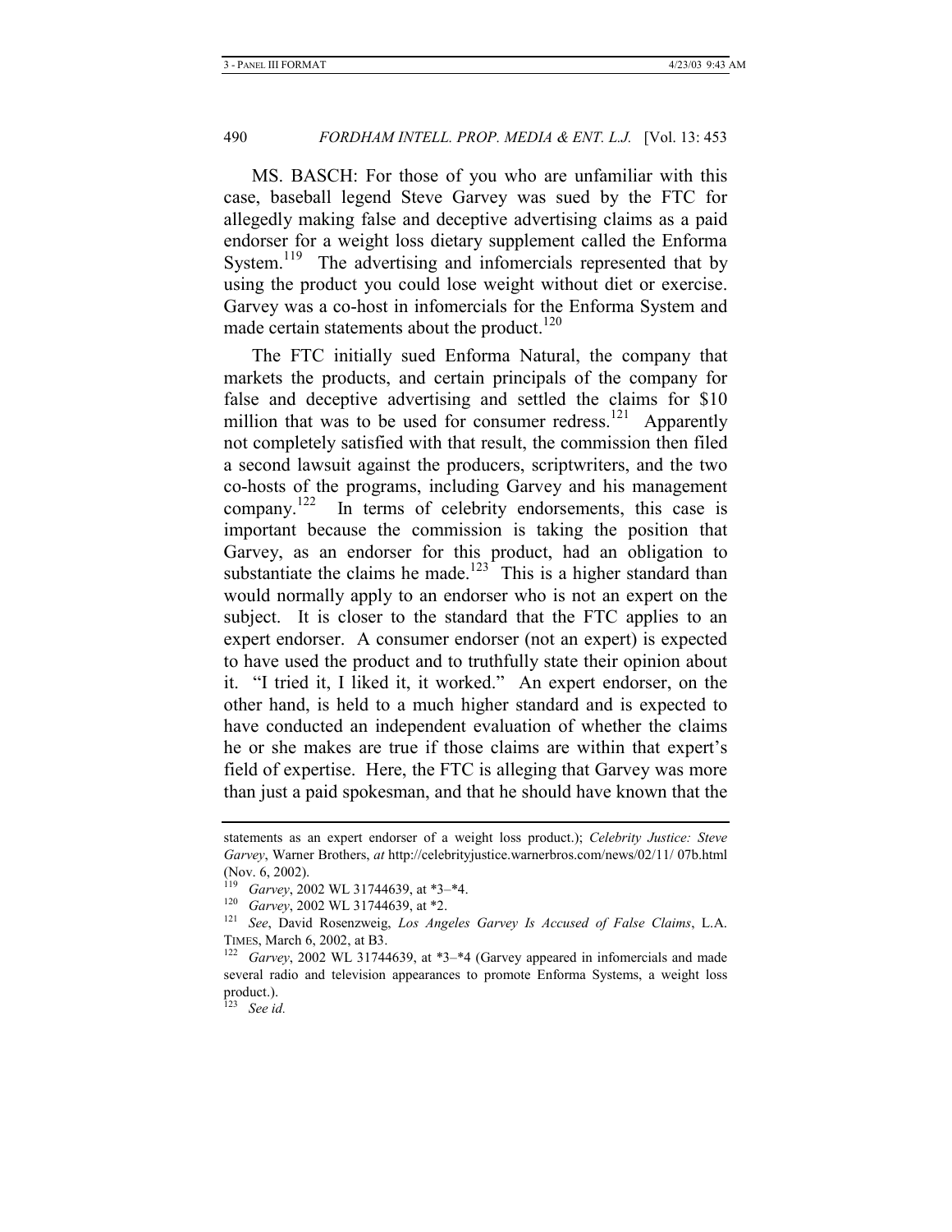MS. BASCH: For those of you who are unfamiliar with this case, baseball legend Steve Garvey was sued by the FTC for allegedly making false and deceptive advertising claims as a paid endorser for a weight loss dietary supplement called the Enforma System.[119] The advertising and infomercials represented that by using the product you could lose weight without diet or exercise. Garvey was a co-host in infomercials for the Enforma System and made certain statements about the product.[120]

The FTC initially sued Enforma Natural, the company that markets the products, and certain principals of the company for false and deceptive advertising and settled the claims for $10 million that was to be used for consumer redress.[121] Apparently not completely satisfied with that result, the commission then filed a second lawsuit against the producers, scriptwriters, and the two co-hosts of the programs, including Garvey and his management company.[122] In terms of celebrity endorsements, this case is important because the commission is taking the position that Garvey, as an endorser for this product, had an obligation to substantiate the claims he made.[123] This is a higher standard than would normally apply to an endorser who is not an expert on the subject. It is closer to the standard that the FTC applies to an expert endorser. A consumer endorser (not an expert) is expected to have used the product and to truthfully state their opinion about it. "I tried it, I liked it, it worked." An expert endorser, on the other hand, is held to a much higher standard and is expected to have conducted an independent evaluation of whether the claims he or she makes are true if those claims are within that expert's field of expertise. Here, the FTC is alleging that Garvey was more than just a paid spokesman, and that he should have known that the

---

statements as an expert endorser of a weight loss product.); *Celebrity Justice: Steve Garvey*, Warner Brothers, *at* http://celebrityjustice.warnerbros.com/news/02/11/ 07b.html (Nov. 6, 2002).

[119] *Garvey*, 2002 WL 31744639, at *3–*4.

[120] *Garvey*, 2002 WL 31744639, at *2.

[121] *See*, David Rosenzweig, *Los Angeles Garvey Is Accused of False Claims*, L.A. TIMES, March 6, 2002, at B3.

[122] *Garvey*, 2002 WL 31744639, at *3–*4 (Garvey appeared in infomercials and made several radio and television appearances to promote Enforma Systems, a weight loss product.).

[123] *See id.*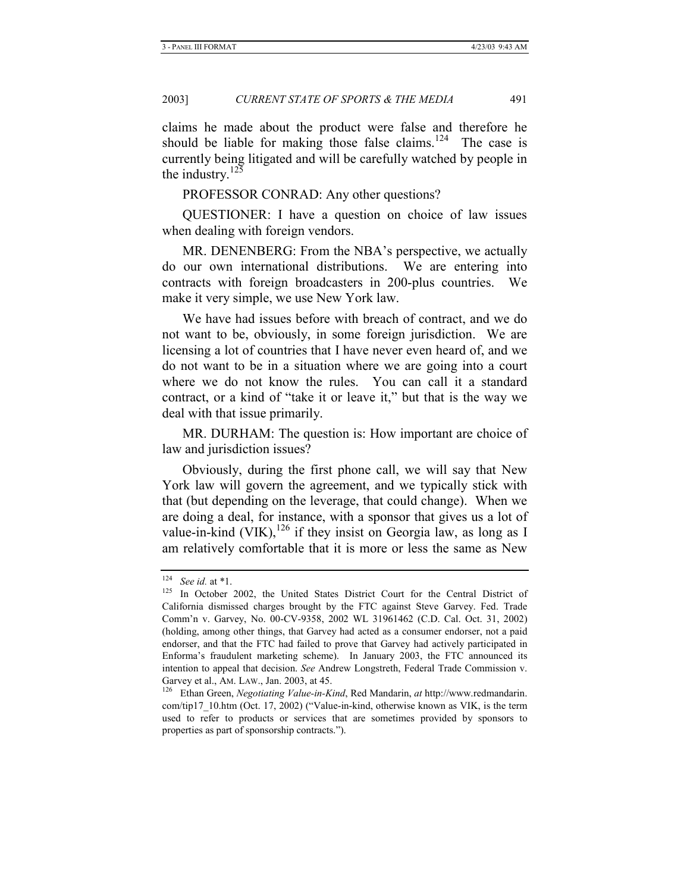claims he made about the product were false and therefore he should be liable for making those false claims.[124] The case is currently being litigated and will be carefully watched by people in the industry.[125]

PROFESSOR CONRAD: Any other questions?

QUESTIONER: I have a question on choice of law issues when dealing with foreign vendors.

MR. DENENBERG: From the NBA's perspective, we actually do our own international distributions. We are entering into contracts with foreign broadcasters in 200-plus countries. We make it very simple, we use New York law.

We have had issues before with breach of contract, and we do not want to be, obviously, in some foreign jurisdiction. We are licensing a lot of countries that I have never even heard of, and we do not want to be in a situation where we are going into a court where we do not know the rules. You can call it a standard contract, or a kind of "take it or leave it," but that is the way we deal with that issue primarily.

MR. DURHAM: The question is: How important are choice of law and jurisdiction issues?

Obviously, during the first phone call, we will say that New York law will govern the agreement, and we typically stick with that (but depending on the leverage, that could change). When we are doing a deal, for instance, with a sponsor that gives us a lot of value-in-kind (VIK),[126] if they insist on Georgia law, as long as I am relatively comfortable that it is more or less the same as New

---

[124] *See id.* at *1.

[125] In October 2002, the United States District Court for the Central District of California dismissed charges brought by the FTC against Steve Garvey. Fed. Trade Comm'n v. Garvey, No. 00-CV-9358, 2002 WL 31961462 (C.D. Cal. Oct. 31, 2002) (holding, among other things, that Garvey had acted as a consumer endorser, not a paid endorser, and that the FTC had failed to prove that Garvey had actively participated in Enforma's fraudulent marketing scheme). In January 2003, the FTC announced its intention to appeal that decision. *See* Andrew Longstreth, Federal Trade Commission v. Garvey et al., AM. LAW., Jan. 2003, at 45.

[126] Ethan Green, *Negotiating Value-in-Kind*, Red Mandarin, *at* http://www.redmandarin.com/tip17_10.htm (Oct. 17, 2002) ("Value-in-kind, otherwise known as VIK, is the term used to refer to products or services that are sometimes provided by sponsors to properties as part of sponsorship contracts.").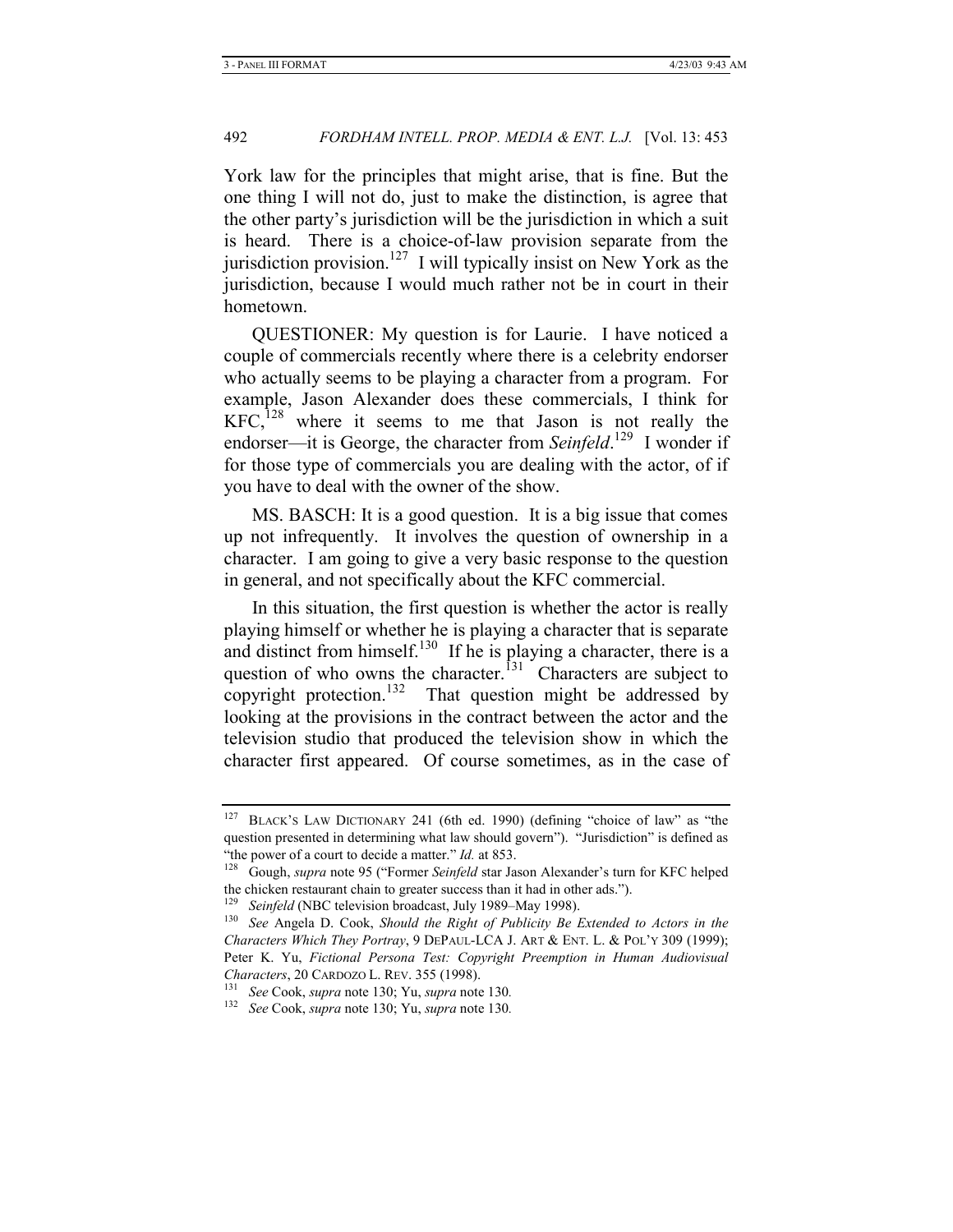York law for the principles that might arise, that is fine. But the one thing I will not do, just to make the distinction, is agree that the other party's jurisdiction will be the jurisdiction in which a suit is heard. There is a choice-of-law provision separate from the jurisdiction provision.[127] I will typically insist on New York as the jurisdiction, because I would much rather not be in court in their hometown.

QUESTIONER: My question is for Laurie. I have noticed a couple of commercials recently where there is a celebrity endorser who actually seems to be playing a character from a program. For example, Jason Alexander does these commercials, I think for KFC,[128] where it seems to me that Jason is not really the endorser—it is George, the character from *Seinfeld*.[129] I wonder if for those type of commercials you are dealing with the actor, of if you have to deal with the owner of the show.

MS. BASCH: It is a good question. It is a big issue that comes up not infrequently. It involves the question of ownership in a character. I am going to give a very basic response to the question in general, and not specifically about the KFC commercial.

In this situation, the first question is whether the actor is really playing himself or whether he is playing a character that is separate and distinct from himself.[130] If he is playing a character, there is a question of who owns the character.[131] Characters are subject to copyright protection.[132] That question might be addressed by looking at the provisions in the contract between the actor and the television studio that produced the television show in which the character first appeared. Of course sometimes, as in the case of

---

[127] BLACK'S LAW DICTIONARY 241 (6th ed. 1990) (defining "choice of law" as "the question presented in determining what law should govern"). "Jurisdiction" is defined as "the power of a court to decide a matter." *Id.* at 853.

[128] Gough, *supra* note 95 ("Former *Seinfeld* star Jason Alexander's turn for KFC helped the chicken restaurant chain to greater success than it had in other ads.").

[129] *Seinfeld* (NBC television broadcast, July 1989–May 1998).

[130] *See* Angela D. Cook, *Should the Right of Publicity Be Extended to Actors in the Characters Which They Portray*, 9 DEPAUL-LCA J. ART & ENT. L. & POL'Y 309 (1999); Peter K. Yu, *Fictional Persona Test: Copyright Preemption in Human Audiovisual Characters*, 20 CARDOZO L. REV. 355 (1998).

[131] *See* Cook, *supra* note 130; Yu, *supra* note 130.

[132] *See* Cook, *supra* note 130; Yu, *supra* note 130.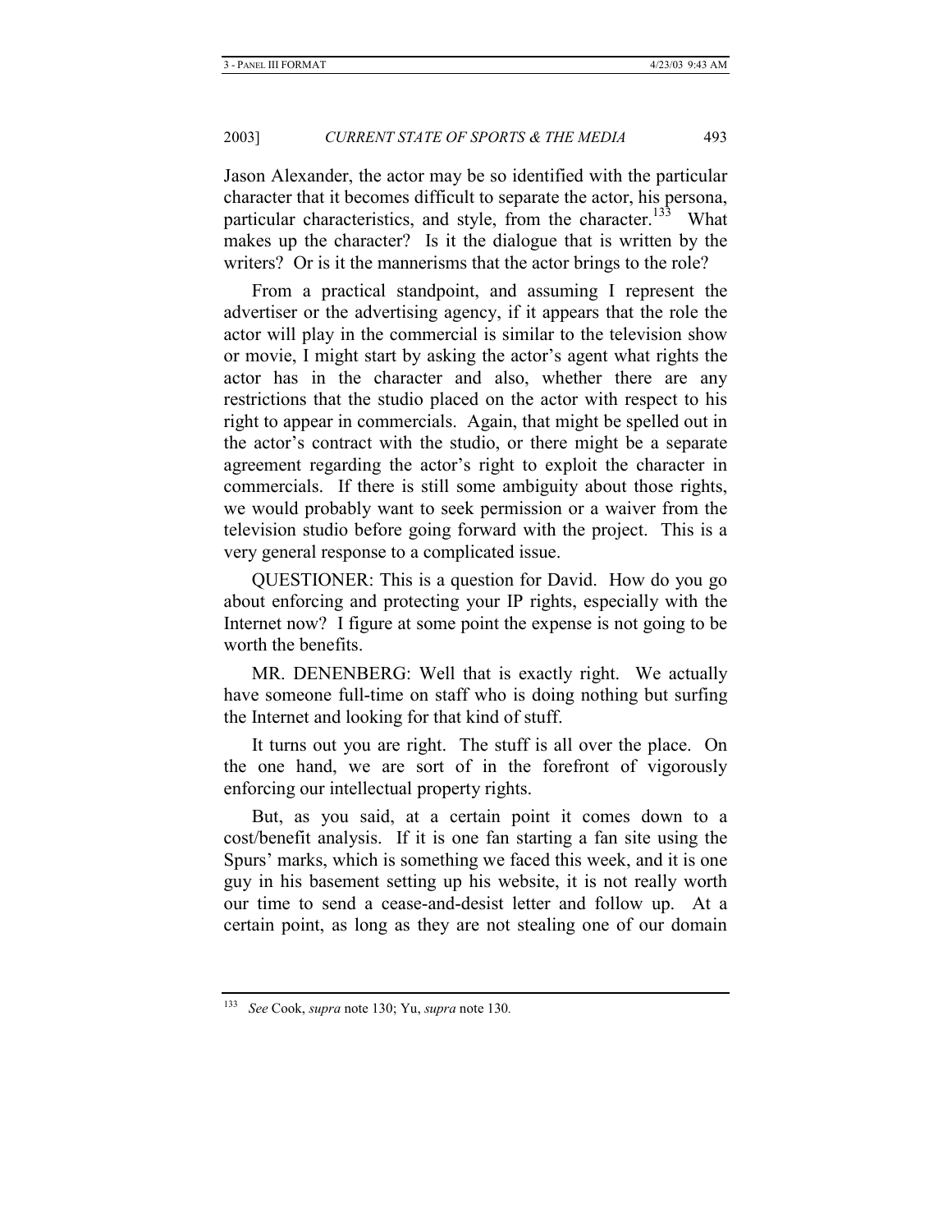Jason Alexander, the actor may be so identified with the particular character that it becomes difficult to separate the actor, his persona, particular characteristics, and style, from the character.[133] What makes up the character? Is it the dialogue that is written by the writers? Or is it the mannerisms that the actor brings to the role?

From a practical standpoint, and assuming I represent the advertiser or the advertising agency, if it appears that the role the actor will play in the commercial is similar to the television show or movie, I might start by asking the actor's agent what rights the actor has in the character and also, whether there are any restrictions that the studio placed on the actor with respect to his right to appear in commercials. Again, that might be spelled out in the actor's contract with the studio, or there might be a separate agreement regarding the actor's right to exploit the character in commercials. If there is still some ambiguity about those rights, we would probably want to seek permission or a waiver from the television studio before going forward with the project. This is a very general response to a complicated issue.

QUESTIONER: This is a question for David. How do you go about enforcing and protecting your IP rights, especially with the Internet now? I figure at some point the expense is not going to be worth the benefits.

MR. DENENBERG: Well that is exactly right. We actually have someone full-time on staff who is doing nothing but surfing the Internet and looking for that kind of stuff.

It turns out you are right. The stuff is all over the place. On the one hand, we are sort of in the forefront of vigorously enforcing our intellectual property rights.

But, as you said, at a certain point it comes down to a cost/benefit analysis. If it is one fan starting a fan site using the Spurs' marks, which is something we faced this week, and it is one guy in his basement setting up his website, it is not really worth our time to send a cease-and-desist letter and follow up. At a certain point, as long as they are not stealing one of our domain

---

[133] *See* Cook, *supra* note 130; Yu, *supra* note 130.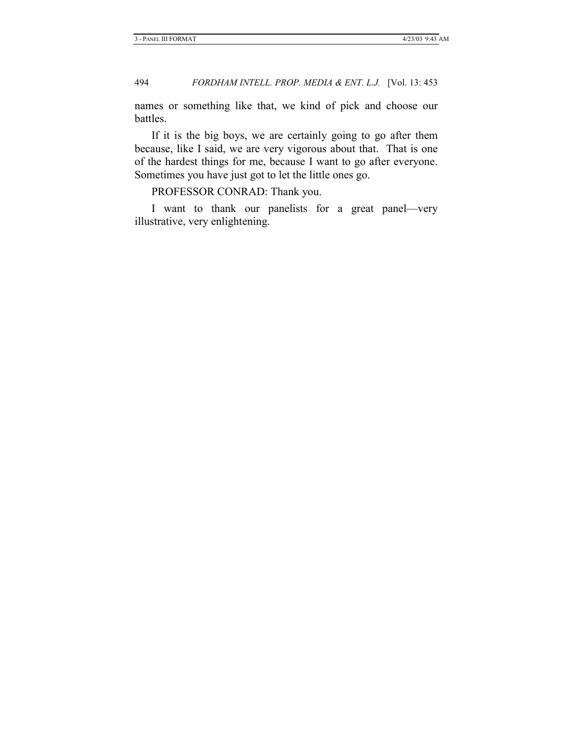names or something like that, we kind of pick and choose our battles.

If it is the big boys, we are certainly going to go after them because, like I said, we are very vigorous about that. That is one of the hardest things for me, because I want to go after everyone. Sometimes you have just got to let the little ones go.

PROFESSOR CONRAD: Thank you.

I want to thank our panelists for a great panel—very illustrative, very enlightening.